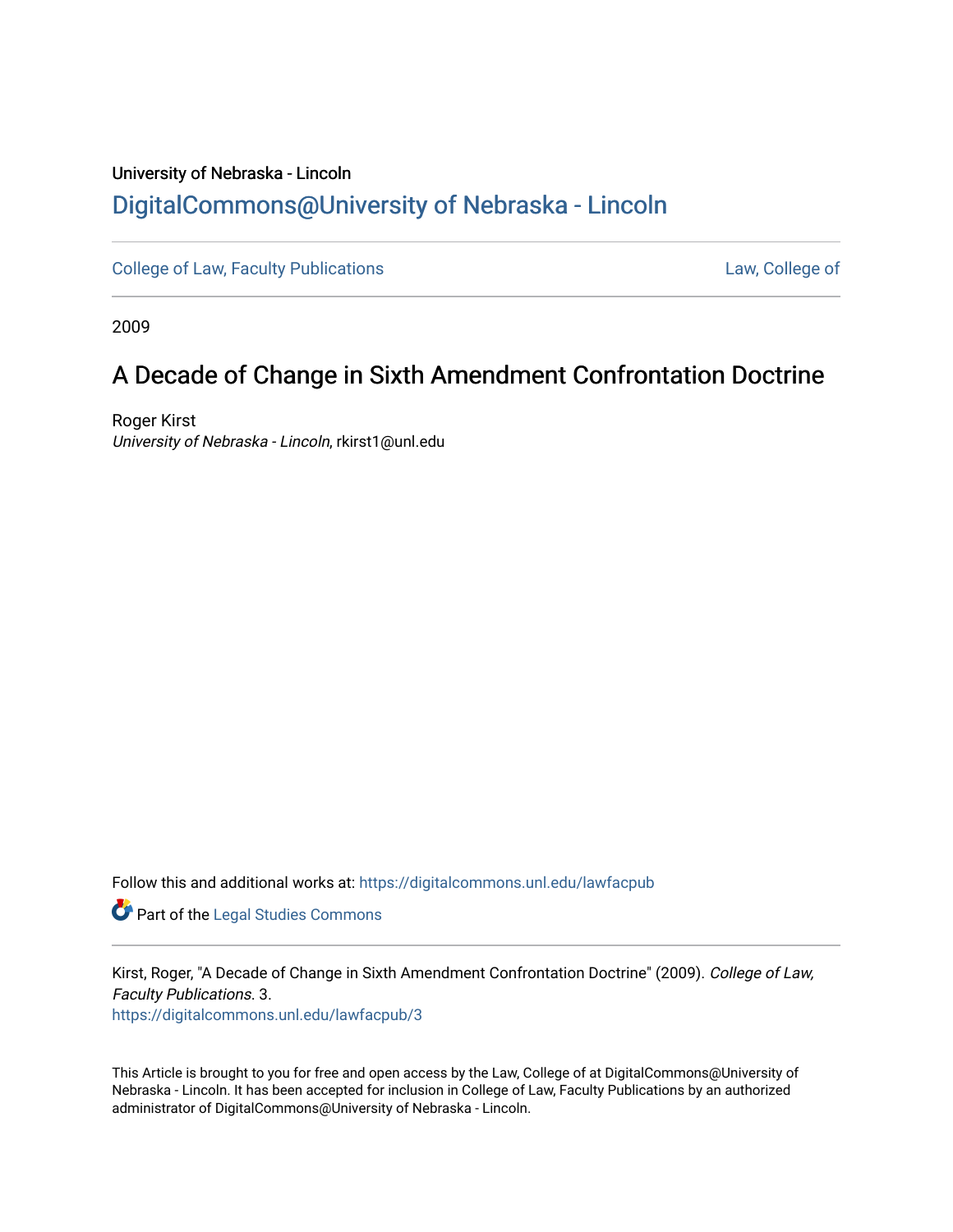University of Nebraska - Lincoln

## DigitalCommons@University of Nebraska - Lincoln

College of Law, Faculty Publications | Law, College of

2009

# A Decade of Change in Sixth Amendment Confrontation Doctrine

Roger Kirst
*University of Nebraska - Lincoln*, rkirst1@unl.edu

Follow this and additional works at: https://digitalcommons.unl.edu/lawfacpub

Part of the Legal Studies Commons

Kirst, Roger, "A Decade of Change in Sixth Amendment Confrontation Doctrine" (2009). *College of Law, Faculty Publications*. 3.
https://digitalcommons.unl.edu/lawfacpub/3

This Article is brought to you for free and open access by the Law, College of at DigitalCommons@University of Nebraska - Lincoln. It has been accepted for inclusion in College of Law, Faculty Publications by an authorized administrator of DigitalCommons@University of Nebraska - Lincoln.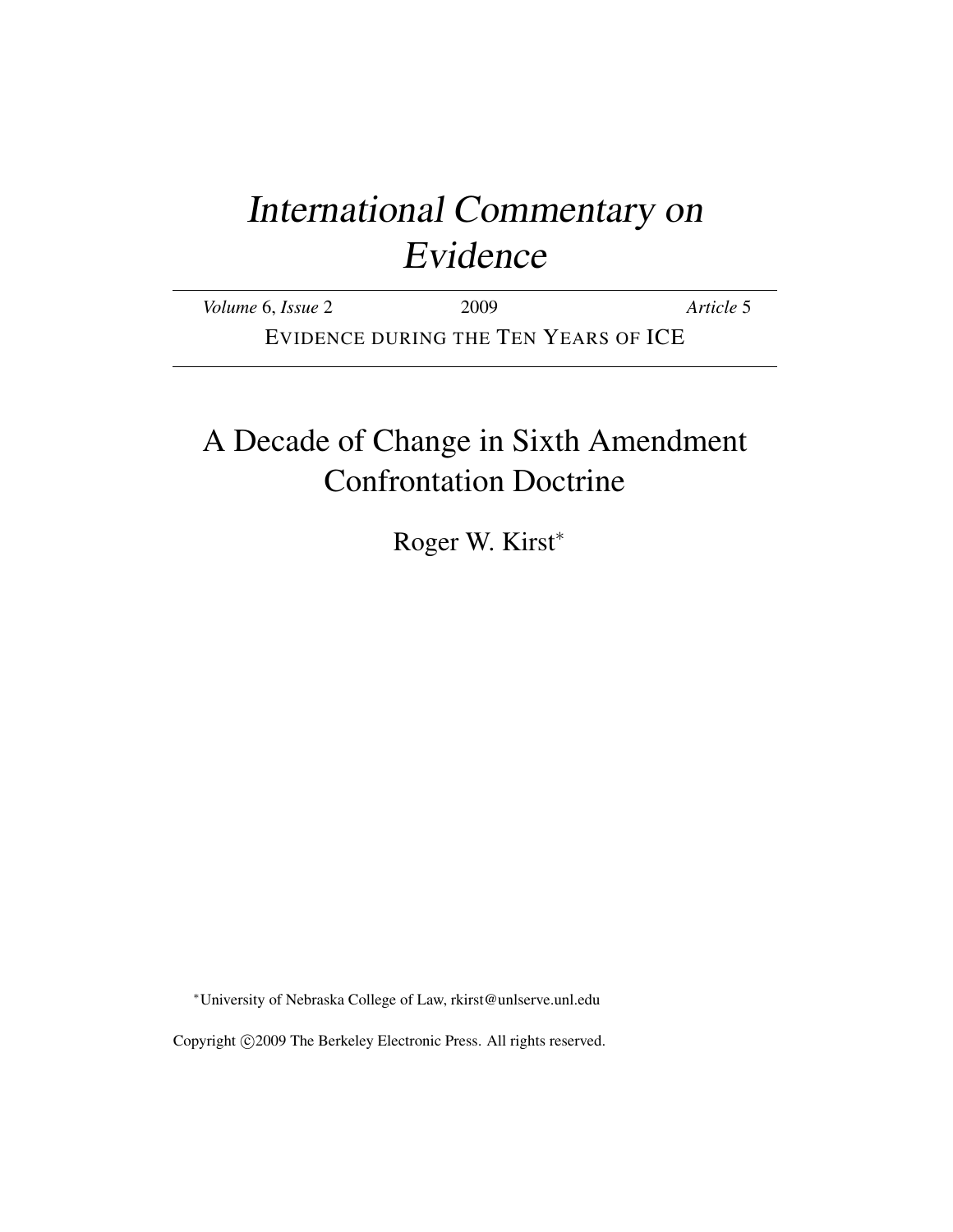# International Commentary on Evidence

*Volume* 6, *Issue* 2 — 2009 — *Article* 5

EVIDENCE DURING THE TEN YEARS OF ICE

## A Decade of Change in Sixth Amendment Confrontation Doctrine

Roger W. Kirst*

*University of Nebraska College of Law, rkirst@unlserve.unl.edu

Copyright ©2009 The Berkeley Electronic Press. All rights reserved.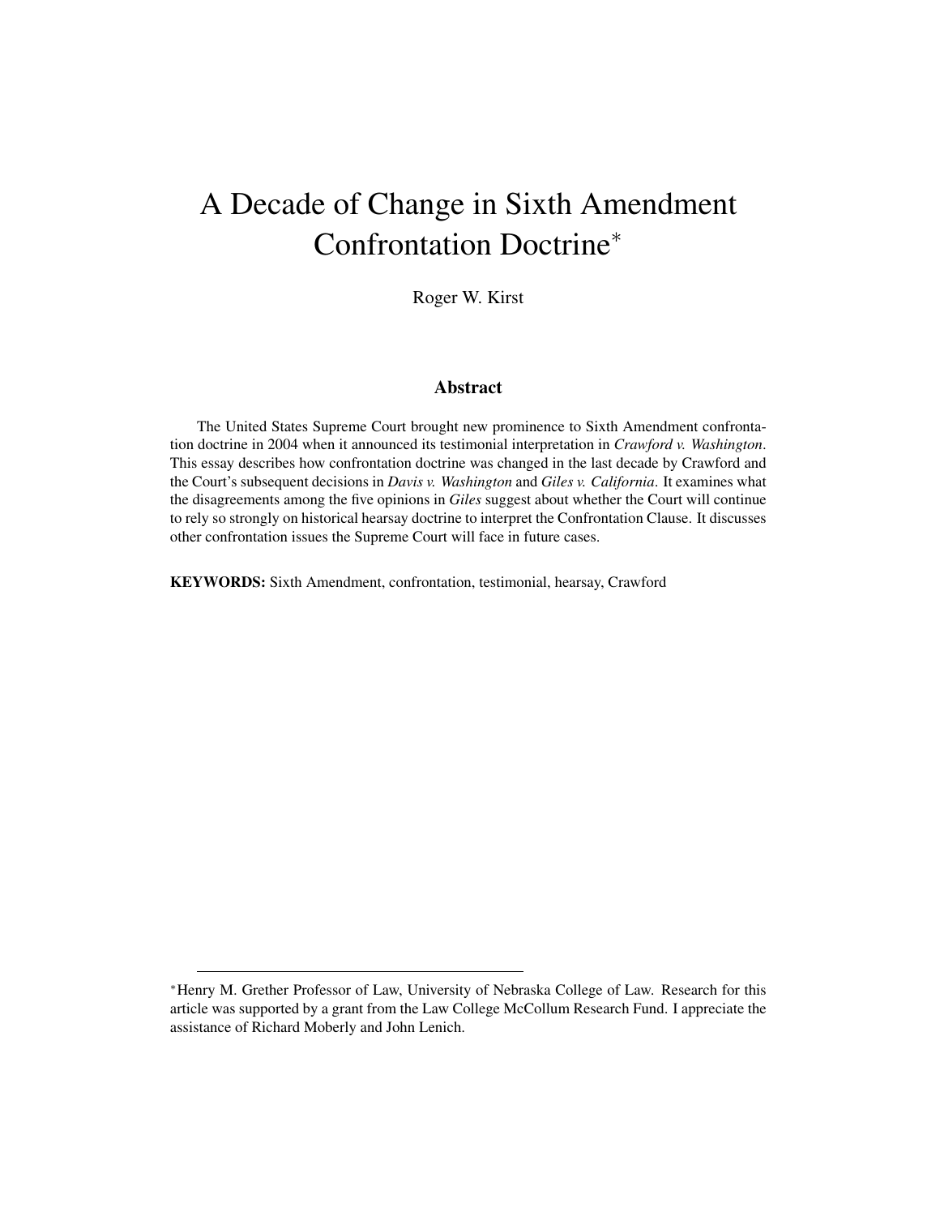# A Decade of Change in Sixth Amendment Confrontation Doctrine*

Roger W. Kirst

## Abstract

The United States Supreme Court brought new prominence to Sixth Amendment confrontation doctrine in 2004 when it announced its testimonial interpretation in *Crawford v. Washington*. This essay describes how confrontation doctrine was changed in the last decade by Crawford and the Court's subsequent decisions in *Davis v. Washington* and *Giles v. California*. It examines what the disagreements among the five opinions in *Giles* suggest about whether the Court will continue to rely so strongly on historical hearsay doctrine to interpret the Confrontation Clause. It discusses other confrontation issues the Supreme Court will face in future cases.

**KEYWORDS:** Sixth Amendment, confrontation, testimonial, hearsay, Crawford

---

*Henry M. Grether Professor of Law, University of Nebraska College of Law. Research for this article was supported by a grant from the Law College McCollum Research Fund. I appreciate the assistance of Richard Moberly and John Lenich.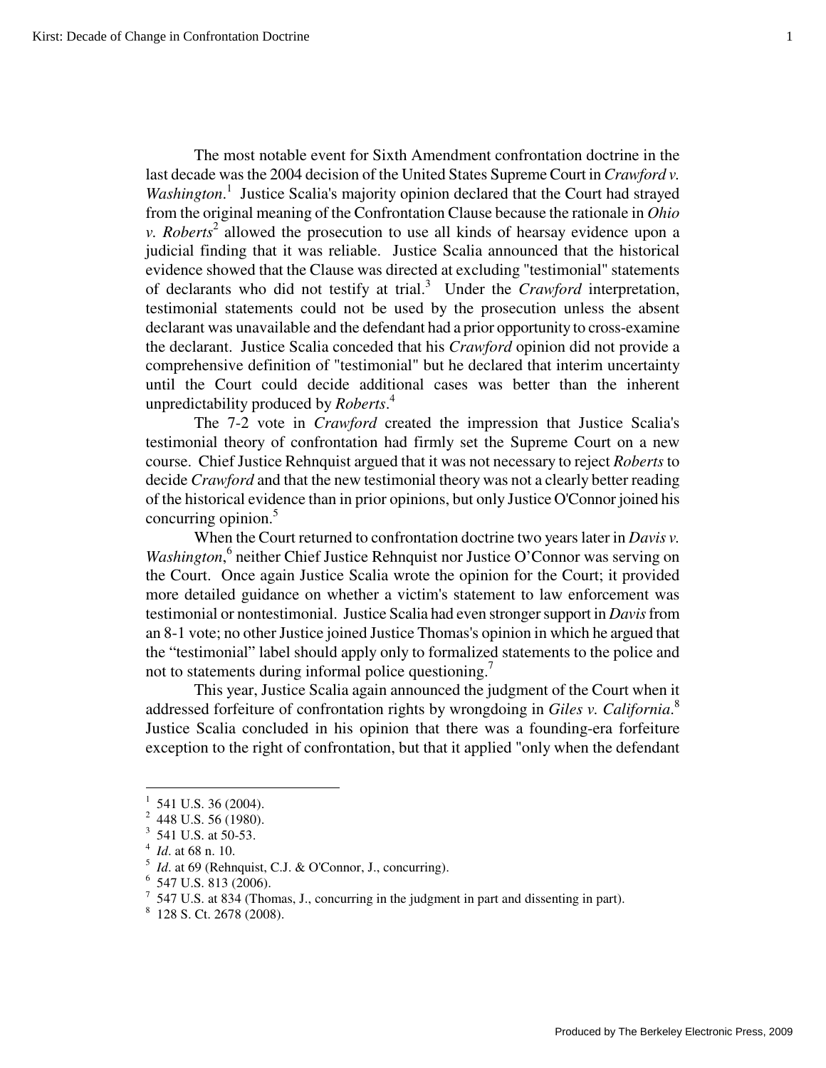The most notable event for Sixth Amendment confrontation doctrine in the last decade was the 2004 decision of the United States Supreme Court in *Crawford v. Washington*.[1] Justice Scalia's majority opinion declared that the Court had strayed from the original meaning of the Confrontation Clause because the rationale in *Ohio v. Roberts*[2] allowed the prosecution to use all kinds of hearsay evidence upon a judicial finding that it was reliable. Justice Scalia announced that the historical evidence showed that the Clause was directed at excluding "testimonial" statements of declarants who did not testify at trial.[3] Under the *Crawford* interpretation, testimonial statements could not be used by the prosecution unless the absent declarant was unavailable and the defendant had a prior opportunity to cross-examine the declarant. Justice Scalia conceded that his *Crawford* opinion did not provide a comprehensive definition of "testimonial" but he declared that interim uncertainty until the Court could decide additional cases was better than the inherent unpredictability produced by *Roberts*.[4]

The 7-2 vote in *Crawford* created the impression that Justice Scalia's testimonial theory of confrontation had firmly set the Supreme Court on a new course. Chief Justice Rehnquist argued that it was not necessary to reject *Roberts* to decide *Crawford* and that the new testimonial theory was not a clearly better reading of the historical evidence than in prior opinions, but only Justice O'Connor joined his concurring opinion.[5]

When the Court returned to confrontation doctrine two years later in *Davis v. Washington*,[6] neither Chief Justice Rehnquist nor Justice O'Connor was serving on the Court. Once again Justice Scalia wrote the opinion for the Court; it provided more detailed guidance on whether a victim's statement to law enforcement was testimonial or nontestimonial. Justice Scalia had even stronger support in *Davis* from an 8-1 vote; no other Justice joined Justice Thomas's opinion in which he argued that the "testimonial" label should apply only to formalized statements to the police and not to statements during informal police questioning.[7]

This year, Justice Scalia again announced the judgment of the Court when it addressed forfeiture of confrontation rights by wrongdoing in *Giles v. California*.[8] Justice Scalia concluded in his opinion that there was a founding-era forfeiture exception to the right of confrontation, but that it applied "only when the defendant

---

[1] 541 U.S. 36 (2004).
[2] 448 U.S. 56 (1980).
[3] 541 U.S. at 50-53.
[4] *Id*. at 68 n. 10.
[5] *Id*. at 69 (Rehnquist, C.J. & O'Connor, J., concurring).
[6] 547 U.S. 813 (2006).
[7] 547 U.S. at 834 (Thomas, J., concurring in the judgment in part and dissenting in part).
[8] 128 S. Ct. 2678 (2008).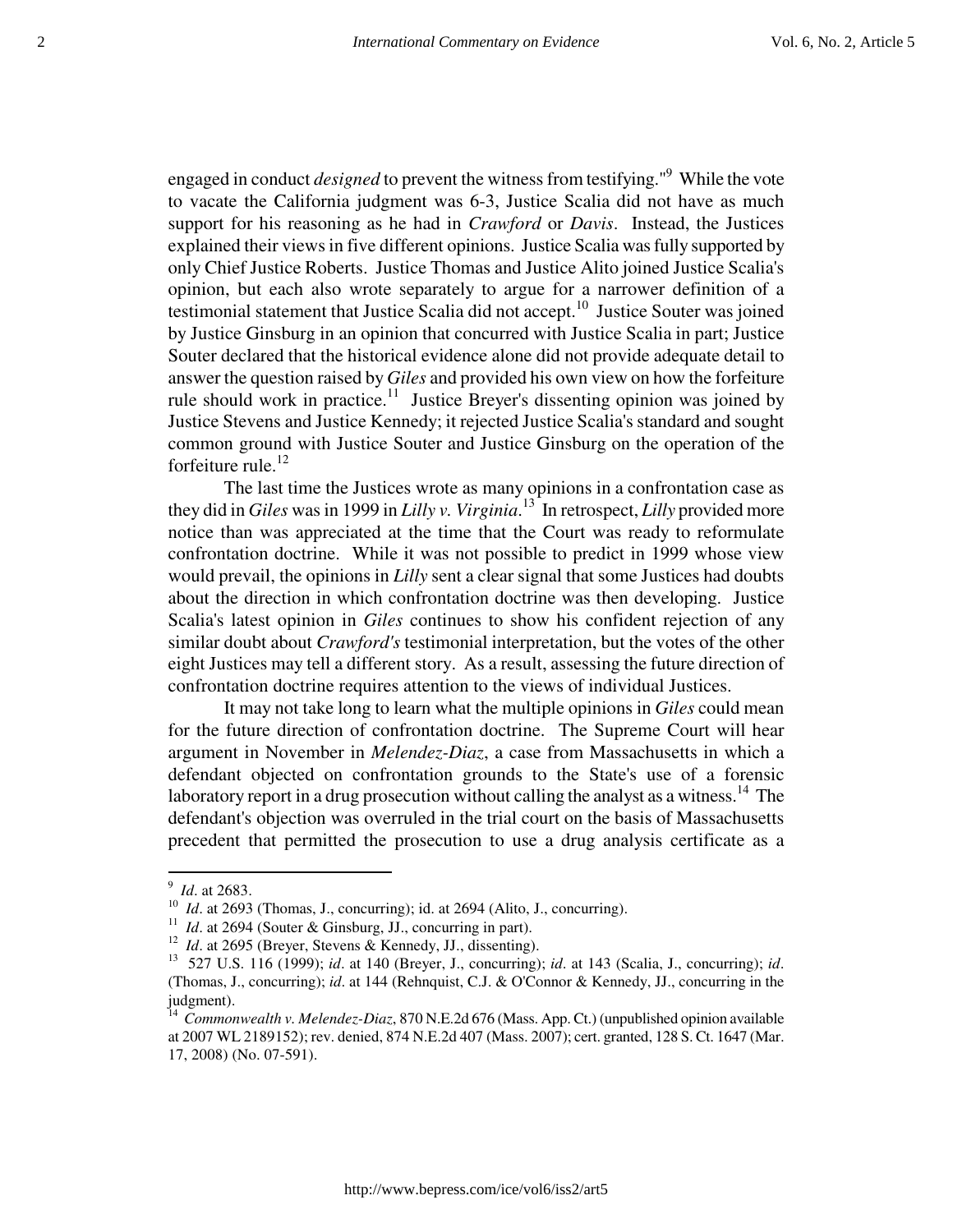engaged in conduct *designed* to prevent the witness from testifying."[9] While the vote to vacate the California judgment was 6-3, Justice Scalia did not have as much support for his reasoning as he had in *Crawford* or *Davis*. Instead, the Justices explained their views in five different opinions. Justice Scalia was fully supported by only Chief Justice Roberts. Justice Thomas and Justice Alito joined Justice Scalia's opinion, but each also wrote separately to argue for a narrower definition of a testimonial statement that Justice Scalia did not accept.[10] Justice Souter was joined by Justice Ginsburg in an opinion that concurred with Justice Scalia in part; Justice Souter declared that the historical evidence alone did not provide adequate detail to answer the question raised by *Giles* and provided his own view on how the forfeiture rule should work in practice.[11] Justice Breyer's dissenting opinion was joined by Justice Stevens and Justice Kennedy; it rejected Justice Scalia's standard and sought common ground with Justice Souter and Justice Ginsburg on the operation of the forfeiture rule.[12]

The last time the Justices wrote as many opinions in a confrontation case as they did in *Giles* was in 1999 in *Lilly v. Virginia*.[13] In retrospect, *Lilly* provided more notice than was appreciated at the time that the Court was ready to reformulate confrontation doctrine. While it was not possible to predict in 1999 whose view would prevail, the opinions in *Lilly* sent a clear signal that some Justices had doubts about the direction in which confrontation doctrine was then developing. Justice Scalia's latest opinion in *Giles* continues to show his confident rejection of any similar doubt about *Crawford's* testimonial interpretation, but the votes of the other eight Justices may tell a different story. As a result, assessing the future direction of confrontation doctrine requires attention to the views of individual Justices.

It may not take long to learn what the multiple opinions in *Giles* could mean for the future direction of confrontation doctrine. The Supreme Court will hear argument in November in *Melendez-Diaz*, a case from Massachusetts in which a defendant objected on confrontation grounds to the State's use of a forensic laboratory report in a drug prosecution without calling the analyst as a witness.[14] The defendant's objection was overruled in the trial court on the basis of Massachusetts precedent that permitted the prosecution to use a drug analysis certificate as a

---

[9] *Id*. at 2683.

[10] *Id*. at 2693 (Thomas, J., concurring); id. at 2694 (Alito, J., concurring).

[11] *Id*. at 2694 (Souter & Ginsburg, JJ., concurring in part).

[12] *Id*. at 2695 (Breyer, Stevens & Kennedy, JJ., dissenting).

[13] 527 U.S. 116 (1999); *id*. at 140 (Breyer, J., concurring); *id*. at 143 (Scalia, J., concurring); *id*. (Thomas, J., concurring); *id*. at 144 (Rehnquist, C.J. & O'Connor & Kennedy, JJ., concurring in the judgment).

[14] *Commonwealth v. Melendez-Diaz*, 870 N.E.2d 676 (Mass. App. Ct.) (unpublished opinion available at 2007 WL 2189152); rev. denied, 874 N.E.2d 407 (Mass. 2007); cert. granted, 128 S. Ct. 1647 (Mar. 17, 2008) (No. 07-591).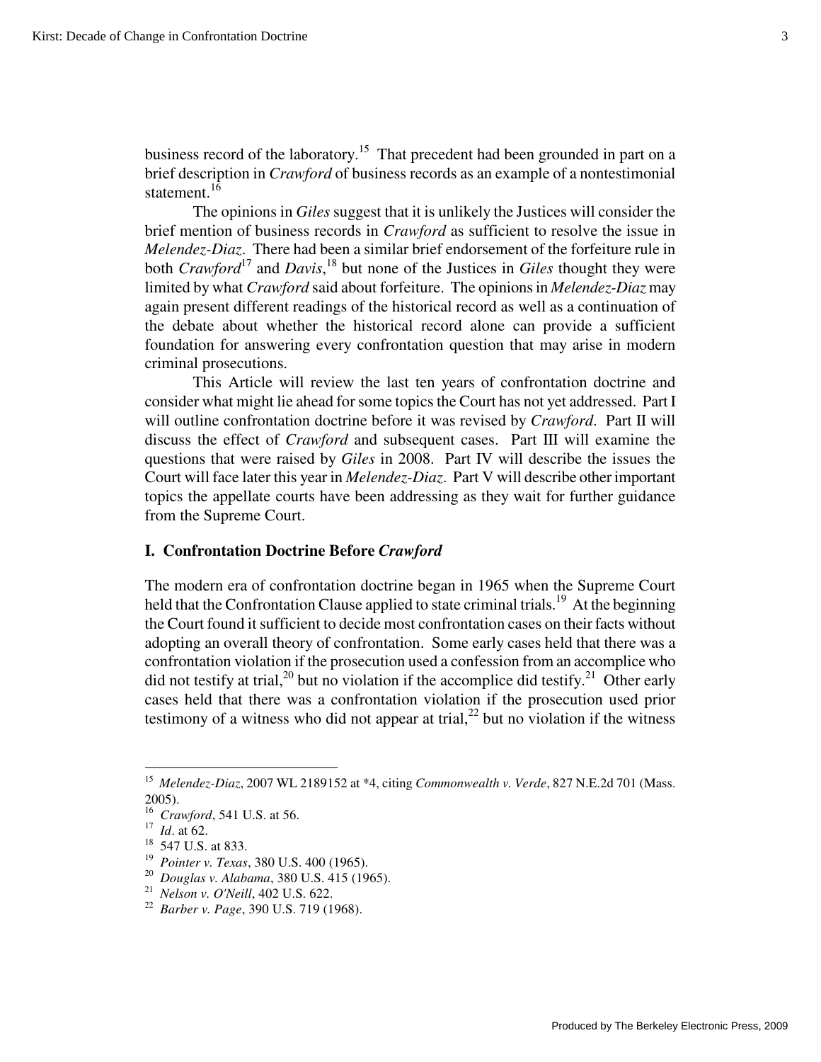business record of the laboratory.[15] That precedent had been grounded in part on a brief description in *Crawford* of business records as an example of a nontestimonial statement.[16]

The opinions in *Giles* suggest that it is unlikely the Justices will consider the brief mention of business records in *Crawford* as sufficient to resolve the issue in *Melendez-Diaz*. There had been a similar brief endorsement of the forfeiture rule in both *Crawford*[17] and *Davis*,[18] but none of the Justices in *Giles* thought they were limited by what *Crawford* said about forfeiture. The opinions in *Melendez-Diaz* may again present different readings of the historical record as well as a continuation of the debate about whether the historical record alone can provide a sufficient foundation for answering every confrontation question that may arise in modern criminal prosecutions.

This Article will review the last ten years of confrontation doctrine and consider what might lie ahead for some topics the Court has not yet addressed. Part I will outline confrontation doctrine before it was revised by *Crawford*. Part II will discuss the effect of *Crawford* and subsequent cases. Part III will examine the questions that were raised by *Giles* in 2008. Part IV will describe the issues the Court will face later this year in *Melendez-Diaz*. Part V will describe other important topics the appellate courts have been addressing as they wait for further guidance from the Supreme Court.

## I. Confrontation Doctrine Before *Crawford*

The modern era of confrontation doctrine began in 1965 when the Supreme Court held that the Confrontation Clause applied to state criminal trials.[19] At the beginning the Court found it sufficient to decide most confrontation cases on their facts without adopting an overall theory of confrontation. Some early cases held that there was a confrontation violation if the prosecution used a confession from an accomplice who did not testify at trial,[20] but no violation if the accomplice did testify.[21] Other early cases held that there was a confrontation violation if the prosecution used prior testimony of a witness who did not appear at trial,[22] but no violation if the witness

---

[15] *Melendez-Diaz*, 2007 WL 2189152 at *4, citing *Commonwealth v. Verde*, 827 N.E.2d 701 (Mass. 2005).

[16] *Crawford*, 541 U.S. at 56.

[17] *Id*. at 62.

[18] 547 U.S. at 833.

[19] *Pointer v. Texas*, 380 U.S. 400 (1965).

[20] *Douglas v. Alabama*, 380 U.S. 415 (1965).

[21] *Nelson v. O'Neill*, 402 U.S. 622.

[22] *Barber v. Page*, 390 U.S. 719 (1968).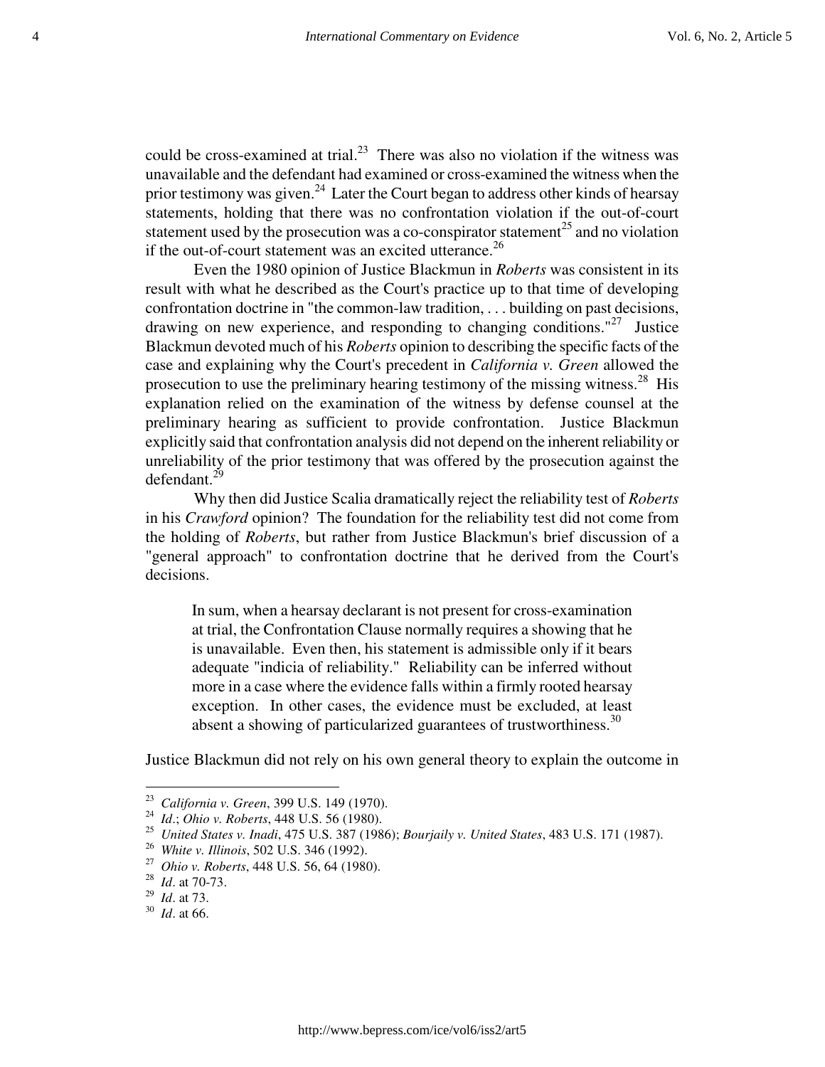could be cross-examined at trial.[23] There was also no violation if the witness was unavailable and the defendant had examined or cross-examined the witness when the prior testimony was given.[24] Later the Court began to address other kinds of hearsay statements, holding that there was no confrontation violation if the out-of-court statement used by the prosecution was a co-conspirator statement[25] and no violation if the out-of-court statement was an excited utterance.[26]

Even the 1980 opinion of Justice Blackmun in *Roberts* was consistent in its result with what he described as the Court's practice up to that time of developing confrontation doctrine in "the common-law tradition, . . . building on past decisions, drawing on new experience, and responding to changing conditions."[27] Justice Blackmun devoted much of his *Roberts* opinion to describing the specific facts of the case and explaining why the Court's precedent in *California v. Green* allowed the prosecution to use the preliminary hearing testimony of the missing witness.[28] His explanation relied on the examination of the witness by defense counsel at the preliminary hearing as sufficient to provide confrontation. Justice Blackmun explicitly said that confrontation analysis did not depend on the inherent reliability or unreliability of the prior testimony that was offered by the prosecution against the defendant.[29]

Why then did Justice Scalia dramatically reject the reliability test of *Roberts* in his *Crawford* opinion? The foundation for the reliability test did not come from the holding of *Roberts*, but rather from Justice Blackmun's brief discussion of a "general approach" to confrontation doctrine that he derived from the Court's decisions.

> In sum, when a hearsay declarant is not present for cross-examination at trial, the Confrontation Clause normally requires a showing that he is unavailable. Even then, his statement is admissible only if it bears adequate "indicia of reliability." Reliability can be inferred without more in a case where the evidence falls within a firmly rooted hearsay exception. In other cases, the evidence must be excluded, at least absent a showing of particularized guarantees of trustworthiness.[30]

Justice Blackmun did not rely on his own general theory to explain the outcome in

---

[23] *California v. Green*, 399 U.S. 149 (1970).
[24] *Id*.; *Ohio v. Roberts*, 448 U.S. 56 (1980).
[25] *United States v. Inadi*, 475 U.S. 387 (1986); *Bourjaily v. United States*, 483 U.S. 171 (1987).
[26] *White v. Illinois*, 502 U.S. 346 (1992).
[27] *Ohio v. Roberts*, 448 U.S. 56, 64 (1980).
[28] *Id*. at 70-73.
[29] *Id*. at 73.
[30] *Id*. at 66.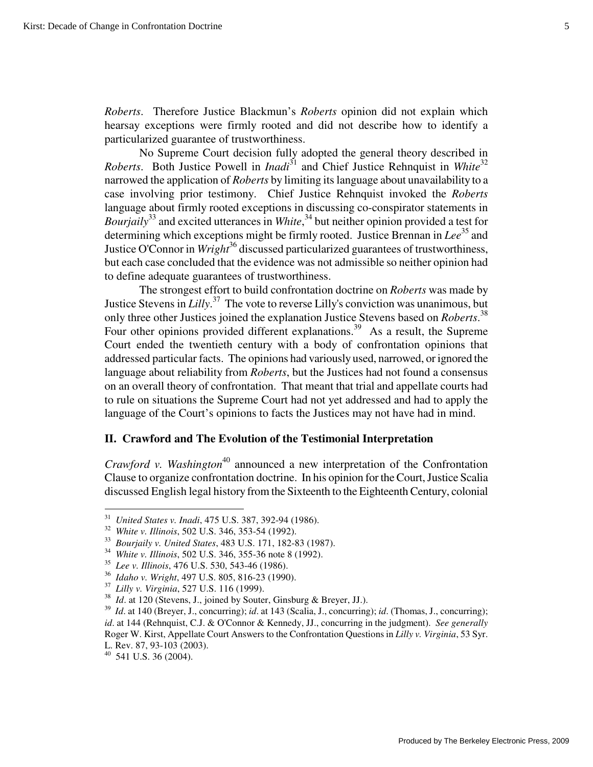*Roberts*. Therefore Justice Blackmun's *Roberts* opinion did not explain which hearsay exceptions were firmly rooted and did not describe how to identify a particularized guarantee of trustworthiness.

No Supreme Court decision fully adopted the general theory described in *Roberts*. Both Justice Powell in *Inadi*[31] and Chief Justice Rehnquist in *White*[32] narrowed the application of *Roberts* by limiting its language about unavailability to a case involving prior testimony. Chief Justice Rehnquist invoked the *Roberts* language about firmly rooted exceptions in discussing co-conspirator statements in *Bourjaily*[33] and excited utterances in *White*,[34] but neither opinion provided a test for determining which exceptions might be firmly rooted. Justice Brennan in *Lee*[35] and Justice O'Connor in *Wright*[36] discussed particularized guarantees of trustworthiness, but each case concluded that the evidence was not admissible so neither opinion had to define adequate guarantees of trustworthiness.

The strongest effort to build confrontation doctrine on *Roberts* was made by Justice Stevens in *Lilly*.[37] The vote to reverse Lilly's conviction was unanimous, but only three other Justices joined the explanation Justice Stevens based on *Roberts*.[38] Four other opinions provided different explanations.[39] As a result, the Supreme Court ended the twentieth century with a body of confrontation opinions that addressed particular facts. The opinions had variously used, narrowed, or ignored the language about reliability from *Roberts*, but the Justices had not found a consensus on an overall theory of confrontation. That meant that trial and appellate courts had to rule on situations the Supreme Court had not yet addressed and had to apply the language of the Court's opinions to facts the Justices may not have had in mind.

## II. Crawford and The Evolution of the Testimonial Interpretation

*Crawford v. Washington*[40] announced a new interpretation of the Confrontation Clause to organize confrontation doctrine. In his opinion for the Court, Justice Scalia discussed English legal history from the Sixteenth to the Eighteenth Century, colonial

---

[31] *United States v. Inadi*, 475 U.S. 387, 392-94 (1986).

[32] *White v. Illinois*, 502 U.S. 346, 353-54 (1992).

[33] *Bourjaily v. United States*, 483 U.S. 171, 182-83 (1987).

[34] *White v. Illinois*, 502 U.S. 346, 355-36 note 8 (1992).

[35] *Lee v. Illinois*, 476 U.S. 530, 543-46 (1986).

[36] *Idaho v. Wright*, 497 U.S. 805, 816-23 (1990).

[37] *Lilly v. Virginia*, 527 U.S. 116 (1999).

[38] *Id*. at 120 (Stevens, J., joined by Souter, Ginsburg & Breyer, JJ.).

[39] *Id*. at 140 (Breyer, J., concurring); *id*. at 143 (Scalia, J., concurring); *id*. (Thomas, J., concurring); *id*. at 144 (Rehnquist, C.J. & O'Connor & Kennedy, JJ., concurring in the judgment). *See generally* Roger W. Kirst, Appellate Court Answers to the Confrontation Questions in *Lilly v. Virginia*, 53 Syr. L. Rev. 87, 93-103 (2003).

[40] 541 U.S. 36 (2004).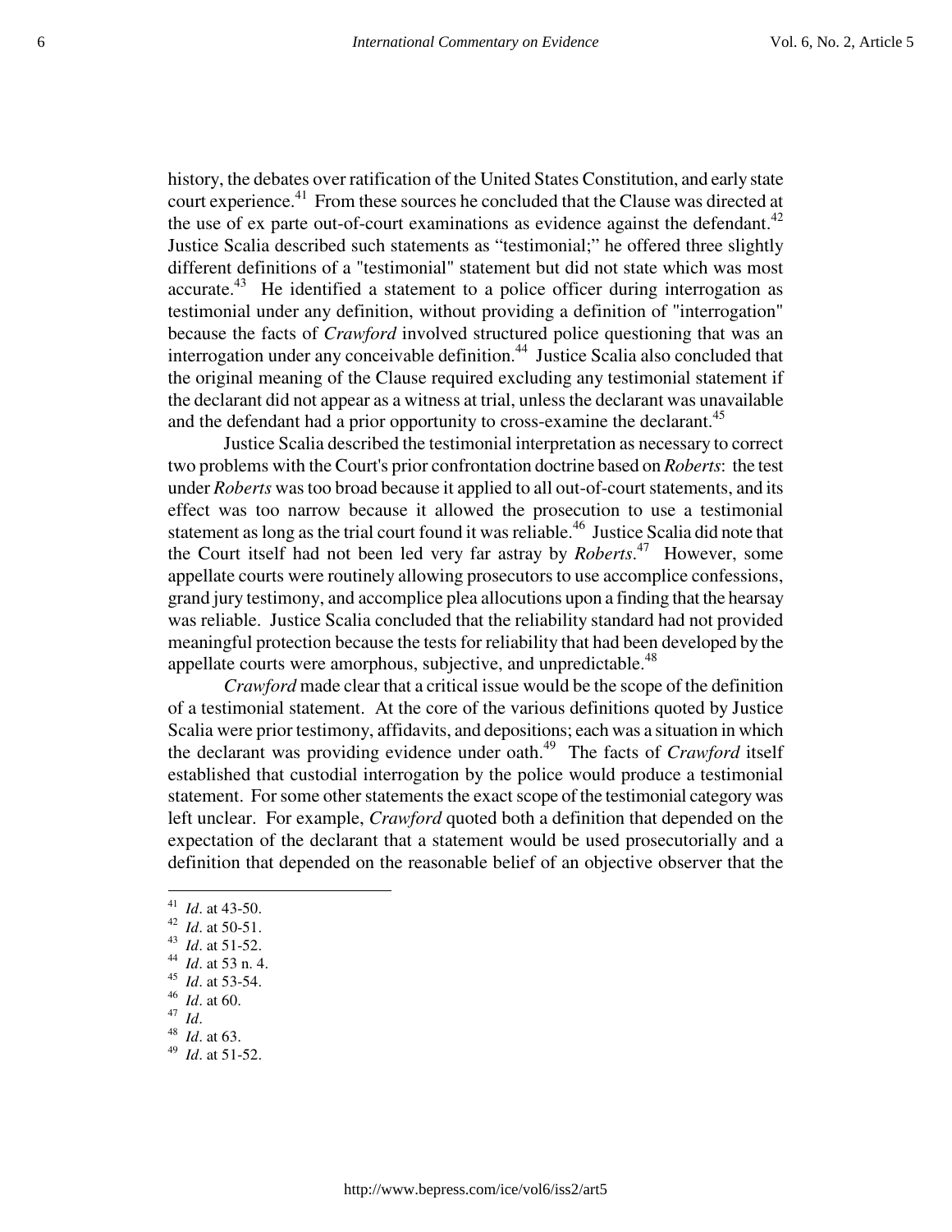history, the debates over ratification of the United States Constitution, and early state court experience.[41] From these sources he concluded that the Clause was directed at the use of ex parte out-of-court examinations as evidence against the defendant.[42] Justice Scalia described such statements as "testimonial;" he offered three slightly different definitions of a "testimonial" statement but did not state which was most accurate.[43] He identified a statement to a police officer during interrogation as testimonial under any definition, without providing a definition of "interrogation" because the facts of *Crawford* involved structured police questioning that was an interrogation under any conceivable definition.[44] Justice Scalia also concluded that the original meaning of the Clause required excluding any testimonial statement if the declarant did not appear as a witness at trial, unless the declarant was unavailable and the defendant had a prior opportunity to cross-examine the declarant.[45]

Justice Scalia described the testimonial interpretation as necessary to correct two problems with the Court's prior confrontation doctrine based on *Roberts*: the test under *Roberts* was too broad because it applied to all out-of-court statements, and its effect was too narrow because it allowed the prosecution to use a testimonial statement as long as the trial court found it was reliable.[46] Justice Scalia did note that the Court itself had not been led very far astray by *Roberts*.[47] However, some appellate courts were routinely allowing prosecutors to use accomplice confessions, grand jury testimony, and accomplice plea allocutions upon a finding that the hearsay was reliable. Justice Scalia concluded that the reliability standard had not provided meaningful protection because the tests for reliability that had been developed by the appellate courts were amorphous, subjective, and unpredictable.[48]

*Crawford* made clear that a critical issue would be the scope of the definition of a testimonial statement. At the core of the various definitions quoted by Justice Scalia were prior testimony, affidavits, and depositions; each was a situation in which the declarant was providing evidence under oath.[49] The facts of *Crawford* itself established that custodial interrogation by the police would produce a testimonial statement. For some other statements the exact scope of the testimonial category was left unclear. For example, *Crawford* quoted both a definition that depended on the expectation of the declarant that a statement would be used prosecutorially and a definition that depended on the reasonable belief of an objective observer that the

---

[41] *Id*. at 43-50.
[42] *Id*. at 50-51.
[43] *Id*. at 51-52.
[44] *Id*. at 53 n. 4.
[45] *Id*. at 53-54.
[46] *Id*. at 60.
[47] *Id*.
[48] *Id*. at 63.
[49] *Id*. at 51-52.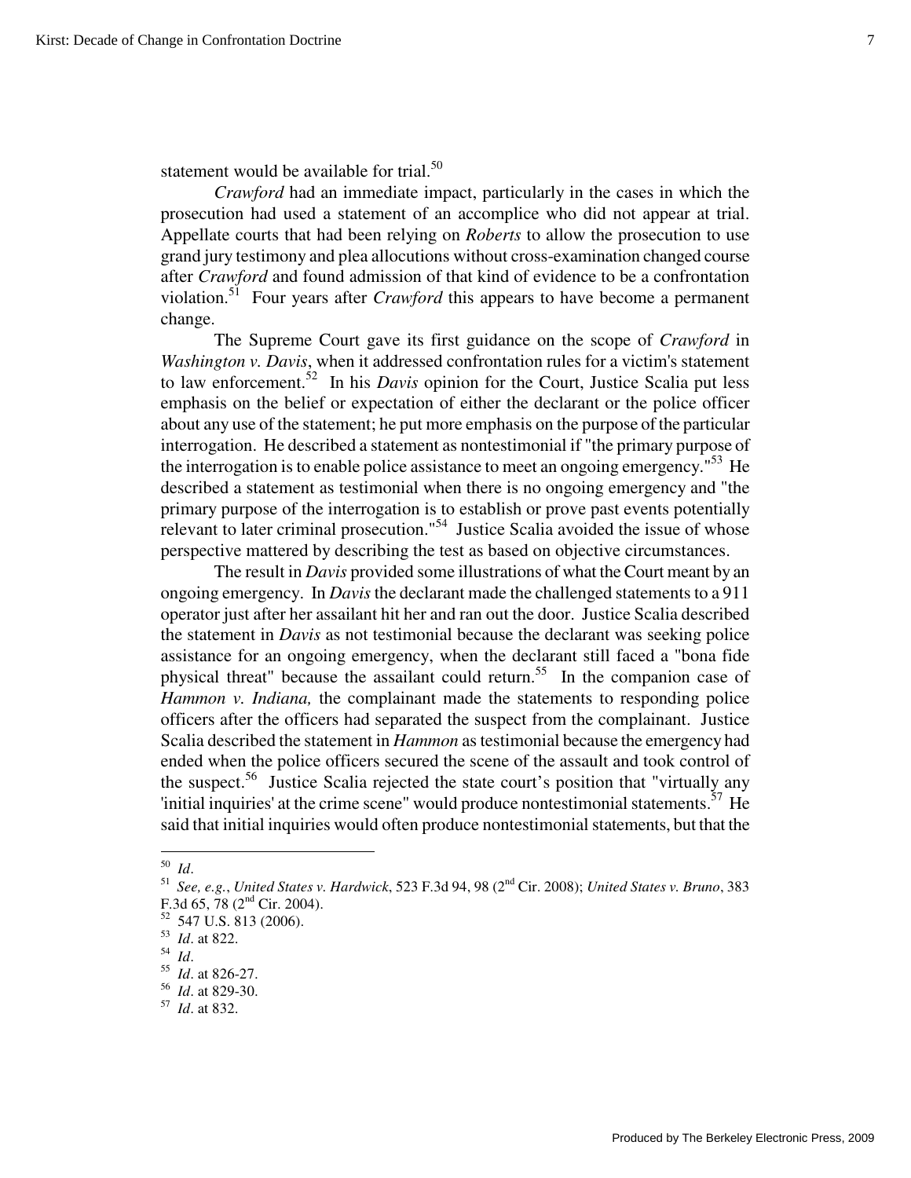statement would be available for trial.[50]

*Crawford* had an immediate impact, particularly in the cases in which the prosecution had used a statement of an accomplice who did not appear at trial. Appellate courts that had been relying on *Roberts* to allow the prosecution to use grand jury testimony and plea allocutions without cross-examination changed course after *Crawford* and found admission of that kind of evidence to be a confrontation violation.[51] Four years after *Crawford* this appears to have become a permanent change.

The Supreme Court gave its first guidance on the scope of *Crawford* in *Washington v. Davis*, when it addressed confrontation rules for a victim's statement to law enforcement.[52] In his *Davis* opinion for the Court, Justice Scalia put less emphasis on the belief or expectation of either the declarant or the police officer about any use of the statement; he put more emphasis on the purpose of the particular interrogation. He described a statement as nontestimonial if "the primary purpose of the interrogation is to enable police assistance to meet an ongoing emergency."[53] He described a statement as testimonial when there is no ongoing emergency and "the primary purpose of the interrogation is to establish or prove past events potentially relevant to later criminal prosecution."[54] Justice Scalia avoided the issue of whose perspective mattered by describing the test as based on objective circumstances.

The result in *Davis* provided some illustrations of what the Court meant by an ongoing emergency. In *Davis* the declarant made the challenged statements to a 911 operator just after her assailant hit her and ran out the door. Justice Scalia described the statement in *Davis* as not testimonial because the declarant was seeking police assistance for an ongoing emergency, when the declarant still faced a "bona fide physical threat" because the assailant could return.[55] In the companion case of *Hammon v. Indiana,* the complainant made the statements to responding police officers after the officers had separated the suspect from the complainant. Justice Scalia described the statement in *Hammon* as testimonial because the emergency had ended when the police officers secured the scene of the assault and took control of the suspect.[56] Justice Scalia rejected the state court's position that "virtually any 'initial inquiries' at the crime scene" would produce nontestimonial statements.[57] He said that initial inquiries would often produce nontestimonial statements, but that the

---

[50] *Id*.

[51] *See, e.g.*, *United States v. Hardwick*, 523 F.3d 94, 98 (2nd Cir. 2008); *United States v. Bruno*, 383 F.3d 65, 78 (2nd Cir. 2004).

[52] 547 U.S. 813 (2006).

[53] *Id*. at 822.

[54] *Id*.

[55] *Id*. at 826-27.

[56] *Id*. at 829-30.

[57] *Id*. at 832.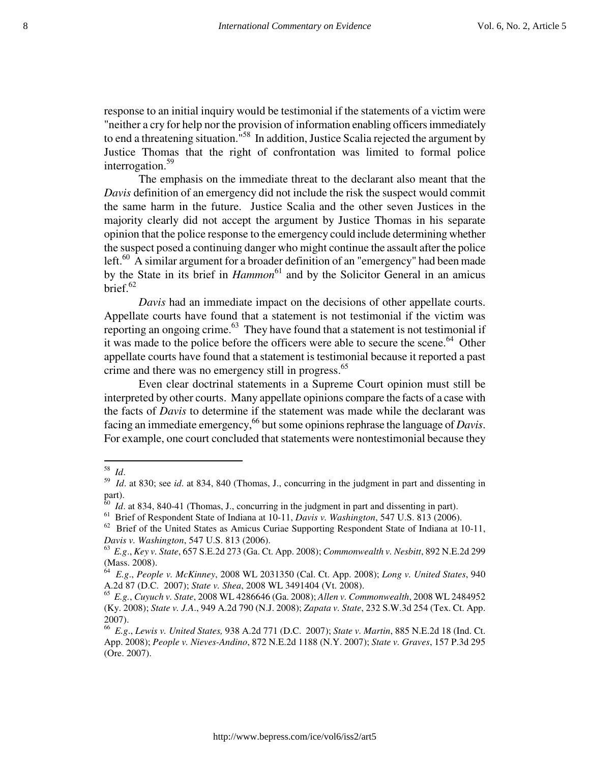response to an initial inquiry would be testimonial if the statements of a victim were "neither a cry for help nor the provision of information enabling officers immediately to end a threatening situation."[58] In addition, Justice Scalia rejected the argument by Justice Thomas that the right of confrontation was limited to formal police interrogation.[59]

The emphasis on the immediate threat to the declarant also meant that the *Davis* definition of an emergency did not include the risk the suspect would commit the same harm in the future. Justice Scalia and the other seven Justices in the majority clearly did not accept the argument by Justice Thomas in his separate opinion that the police response to the emergency could include determining whether the suspect posed a continuing danger who might continue the assault after the police left.[60] A similar argument for a broader definition of an "emergency" had been made by the State in its brief in *Hammon*[61] and by the Solicitor General in an amicus brief.[62]

*Davis* had an immediate impact on the decisions of other appellate courts. Appellate courts have found that a statement is not testimonial if the victim was reporting an ongoing crime.[63] They have found that a statement is not testimonial if it was made to the police before the officers were able to secure the scene.[64] Other appellate courts have found that a statement is testimonial because it reported a past crime and there was no emergency still in progress.[65]

Even clear doctrinal statements in a Supreme Court opinion must still be interpreted by other courts. Many appellate opinions compare the facts of a case with the facts of *Davis* to determine if the statement was made while the declarant was facing an immediate emergency,[66] but some opinions rephrase the language of *Davis*. For example, one court concluded that statements were nontestimonial because they

---

[58] *Id*.

[59] *Id*. at 830; see *id*. at 834, 840 (Thomas, J., concurring in the judgment in part and dissenting in part).

[60] *Id*. at 834, 840-41 (Thomas, J., concurring in the judgment in part and dissenting in part).

[61] Brief of Respondent State of Indiana at 10-11, *Davis v. Washington*, 547 U.S. 813 (2006).

[62] Brief of the United States as Amicus Curiae Supporting Respondent State of Indiana at 10-11, *Davis v. Washington*, 547 U.S. 813 (2006).

[63] *E.g*., *Key v. State*, 657 S.E.2d 273 (Ga. Ct. App. 2008); *Commonwealth v. Nesbitt*, 892 N.E.2d 299 (Mass. 2008).

[64] *E.g*., *People v. McKinney*, 2008 WL 2031350 (Cal. Ct. App. 2008); *Long v. United States*, 940 A.2d 87 (D.C. 2007); *State v. Shea*, 2008 WL 3491404 (Vt. 2008).

[65] *E.g.*, *Cuyuch v. State*, 2008 WL 4286646 (Ga. 2008); *Allen v. Commonwealth*, 2008 WL 2484952 (Ky. 2008); *State v. J.A*., 949 A.2d 790 (N.J. 2008); *Zapata v. State*, 232 S.W.3d 254 (Tex. Ct. App. 2007).

[66] *E.g*., *Lewis v. United States,* 938 A.2d 771 (D.C. 2007); *State v. Martin*, 885 N.E.2d 18 (Ind. Ct. App. 2008); *People v. Nieves-Andino*, 872 N.E.2d 1188 (N.Y. 2007); *State v. Graves*, 157 P.3d 295 (Ore. 2007).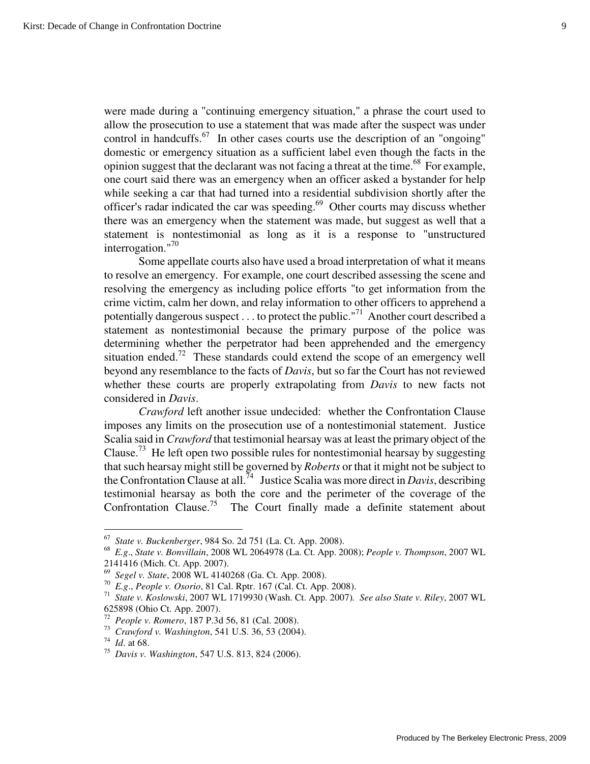were made during a "continuing emergency situation," a phrase the court used to allow the prosecution to use a statement that was made after the suspect was under control in handcuffs.[67] In other cases courts use the description of an "ongoing" domestic or emergency situation as a sufficient label even though the facts in the opinion suggest that the declarant was not facing a threat at the time.[68] For example, one court said there was an emergency when an officer asked a bystander for help while seeking a car that had turned into a residential subdivision shortly after the officer's radar indicated the car was speeding.[69] Other courts may discuss whether there was an emergency when the statement was made, but suggest as well that a statement is nontestimonial as long as it is a response to "unstructured interrogation."[70]

Some appellate courts also have used a broad interpretation of what it means to resolve an emergency. For example, one court described assessing the scene and resolving the emergency as including police efforts "to get information from the crime victim, calm her down, and relay information to other officers to apprehend a potentially dangerous suspect . . . to protect the public."[71] Another court described a statement as nontestimonial because the primary purpose of the police was determining whether the perpetrator had been apprehended and the emergency situation ended.[72] These standards could extend the scope of an emergency well beyond any resemblance to the facts of *Davis*, but so far the Court has not reviewed whether these courts are properly extrapolating from *Davis* to new facts not considered in *Davis*.

*Crawford* left another issue undecided: whether the Confrontation Clause imposes any limits on the prosecution use of a nontestimonial statement. Justice Scalia said in *Crawford* that testimonial hearsay was at least the primary object of the Clause.[73] He left open two possible rules for nontestimonial hearsay by suggesting that such hearsay might still be governed by *Roberts* or that it might not be subject to the Confrontation Clause at all.[74] Justice Scalia was more direct in *Davis*, describing testimonial hearsay as both the core and the perimeter of the coverage of the Confrontation Clause.[75] The Court finally made a definite statement about

---

[67] *State v. Buckenberger*, 984 So. 2d 751 (La. Ct. App. 2008).

[68] *E.g.*, *State v. Bonvillain*, 2008 WL 2064978 (La. Ct. App. 2008); *People v. Thompson*, 2007 WL 2141416 (Mich. Ct. App. 2007).

[69] *Segel v. State*, 2008 WL 4140268 (Ga. Ct. App. 2008).

[70] *E.g.*, *People v. Osorio*, 81 Cal. Rptr. 167 (Cal. Ct. App. 2008).

[71] *State v. Koslowski*, 2007 WL 1719930 (Wash. Ct. App. 2007). *See also State v. Riley*, 2007 WL 625898 (Ohio Ct. App. 2007).

[72] *People v. Romero*, 187 P.3d 56, 81 (Cal. 2008).

[73] *Crawford v. Washington*, 541 U.S. 36, 53 (2004).

[74] *Id*. at 68.

[75] *Davis v. Washington*, 547 U.S. 813, 824 (2006).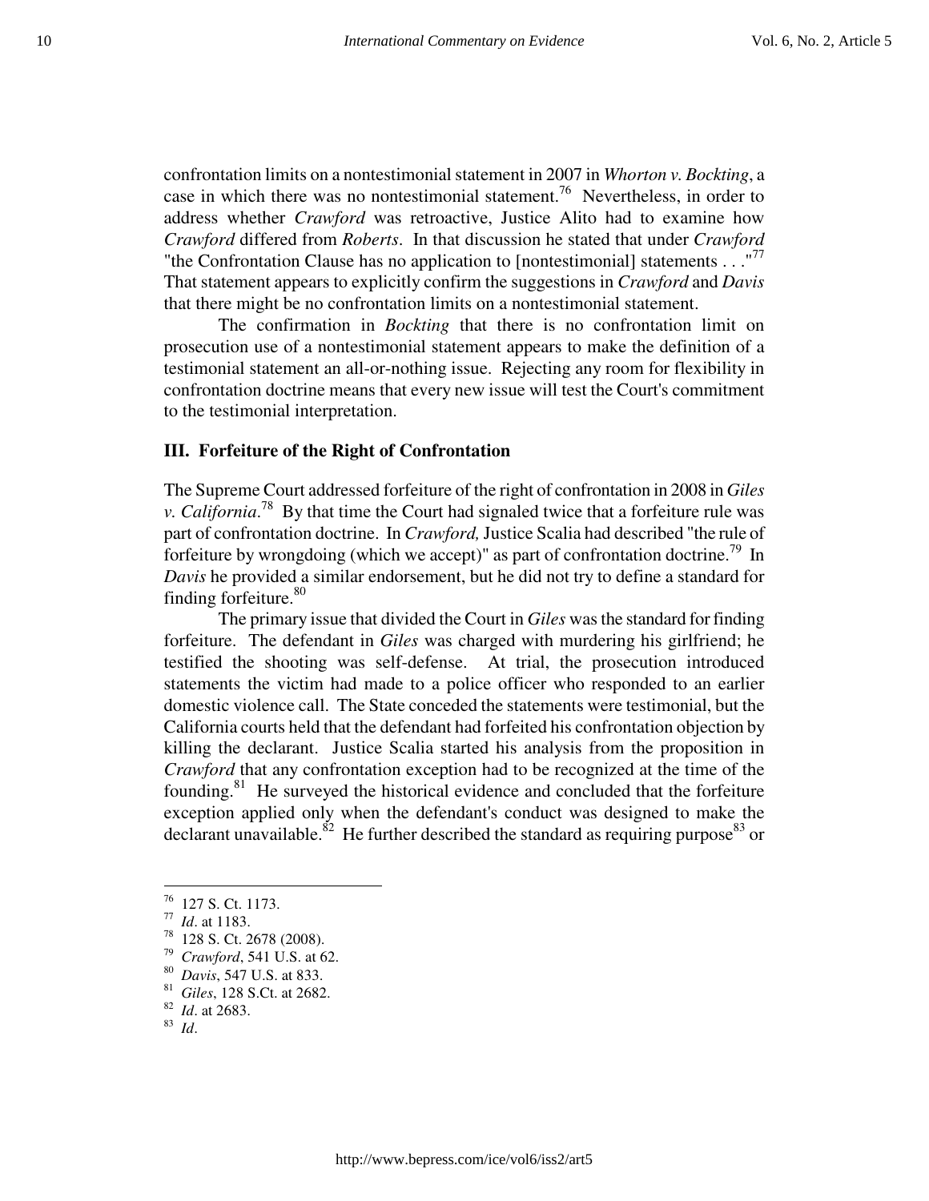confrontation limits on a nontestimonial statement in 2007 in *Whorton v. Bockting*, a case in which there was no nontestimonial statement.[76] Nevertheless, in order to address whether *Crawford* was retroactive, Justice Alito had to examine how *Crawford* differed from *Roberts*. In that discussion he stated that under *Crawford* "the Confrontation Clause has no application to [nontestimonial] statements . . ."[77] That statement appears to explicitly confirm the suggestions in *Crawford* and *Davis* that there might be no confrontation limits on a nontestimonial statement.

The confirmation in *Bockting* that there is no confrontation limit on prosecution use of a nontestimonial statement appears to make the definition of a testimonial statement an all-or-nothing issue. Rejecting any room for flexibility in confrontation doctrine means that every new issue will test the Court's commitment to the testimonial interpretation.

### III. Forfeiture of the Right of Confrontation

The Supreme Court addressed forfeiture of the right of confrontation in 2008 in *Giles v. California*.[78] By that time the Court had signaled twice that a forfeiture rule was part of confrontation doctrine. In *Crawford,* Justice Scalia had described "the rule of forfeiture by wrongdoing (which we accept)" as part of confrontation doctrine.[79] In *Davis* he provided a similar endorsement, but he did not try to define a standard for finding forfeiture.[80]

The primary issue that divided the Court in *Giles* was the standard for finding forfeiture. The defendant in *Giles* was charged with murdering his girlfriend; he testified the shooting was self-defense. At trial, the prosecution introduced statements the victim had made to a police officer who responded to an earlier domestic violence call. The State conceded the statements were testimonial, but the California courts held that the defendant had forfeited his confrontation objection by killing the declarant. Justice Scalia started his analysis from the proposition in *Crawford* that any confrontation exception had to be recognized at the time of the founding.[81] He surveyed the historical evidence and concluded that the forfeiture exception applied only when the defendant's conduct was designed to make the declarant unavailable.[82] He further described the standard as requiring purpose[83] or

---

[76] 127 S. Ct. 1173.

[77] *Id*. at 1183.

[78] 128 S. Ct. 2678 (2008).

[79] *Crawford*, 541 U.S. at 62.

[80] *Davis*, 547 U.S. at 833.

[81] *Giles*, 128 S.Ct. at 2682.

[82] *Id*. at 2683.

[83] *Id*.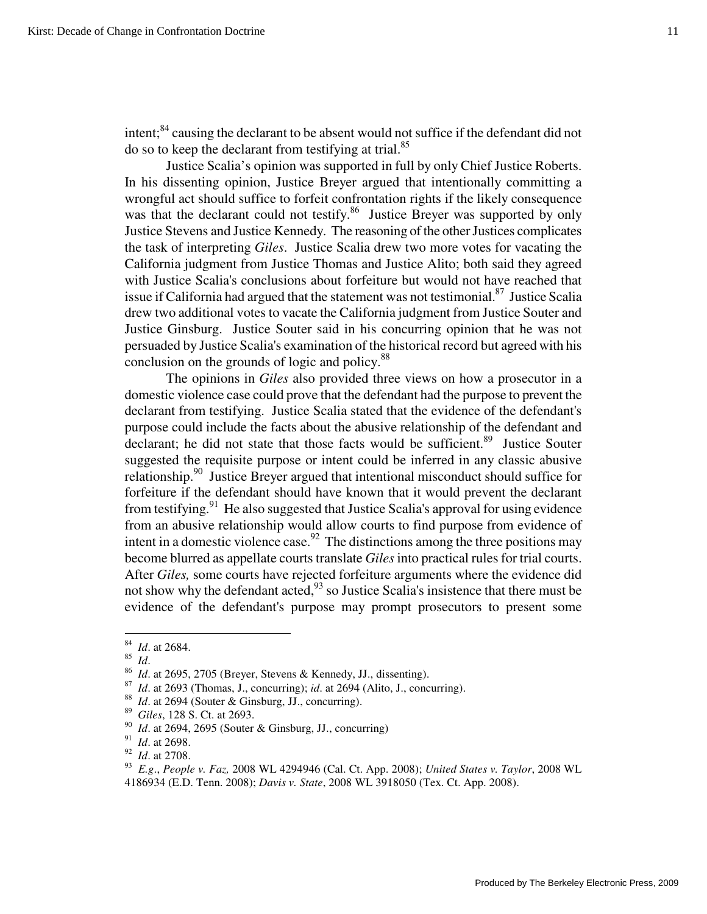intent;[84] causing the declarant to be absent would not suffice if the defendant did not do so to keep the declarant from testifying at trial.[85]

Justice Scalia's opinion was supported in full by only Chief Justice Roberts. In his dissenting opinion, Justice Breyer argued that intentionally committing a wrongful act should suffice to forfeit confrontation rights if the likely consequence was that the declarant could not testify.[86] Justice Breyer was supported by only Justice Stevens and Justice Kennedy. The reasoning of the other Justices complicates the task of interpreting *Giles*. Justice Scalia drew two more votes for vacating the California judgment from Justice Thomas and Justice Alito; both said they agreed with Justice Scalia's conclusions about forfeiture but would not have reached that issue if California had argued that the statement was not testimonial.[87] Justice Scalia drew two additional votes to vacate the California judgment from Justice Souter and Justice Ginsburg. Justice Souter said in his concurring opinion that he was not persuaded by Justice Scalia's examination of the historical record but agreed with his conclusion on the grounds of logic and policy.[88]

The opinions in *Giles* also provided three views on how a prosecutor in a domestic violence case could prove that the defendant had the purpose to prevent the declarant from testifying. Justice Scalia stated that the evidence of the defendant's purpose could include the facts about the abusive relationship of the defendant and declarant; he did not state that those facts would be sufficient.[89] Justice Souter suggested the requisite purpose or intent could be inferred in any classic abusive relationship.[90] Justice Breyer argued that intentional misconduct should suffice for forfeiture if the defendant should have known that it would prevent the declarant from testifying.[91] He also suggested that Justice Scalia's approval for using evidence from an abusive relationship would allow courts to find purpose from evidence of intent in a domestic violence case.[92] The distinctions among the three positions may become blurred as appellate courts translate *Giles* into practical rules for trial courts. After *Giles,* some courts have rejected forfeiture arguments where the evidence did not show why the defendant acted,[93] so Justice Scalia's insistence that there must be evidence of the defendant's purpose may prompt prosecutors to present some

---

[84] *Id*. at 2684.

[85] *Id*.

[86] *Id*. at 2695, 2705 (Breyer, Stevens & Kennedy, JJ., dissenting).

[87] *Id*. at 2693 (Thomas, J., concurring); *id*. at 2694 (Alito, J., concurring).

[88] *Id*. at 2694 (Souter & Ginsburg, JJ., concurring).

[89] *Giles*, 128 S. Ct. at 2693.

[90] *Id*. at 2694, 2695 (Souter & Ginsburg, JJ., concurring)

[91] *Id*. at 2698.

[92] *Id*. at 2708.

[93] *E.g*., *People v. Faz,* 2008 WL 4294946 (Cal. Ct. App. 2008); *United States v. Taylor*, 2008 WL 4186934 (E.D. Tenn. 2008); *Davis v. State*, 2008 WL 3918050 (Tex. Ct. App. 2008).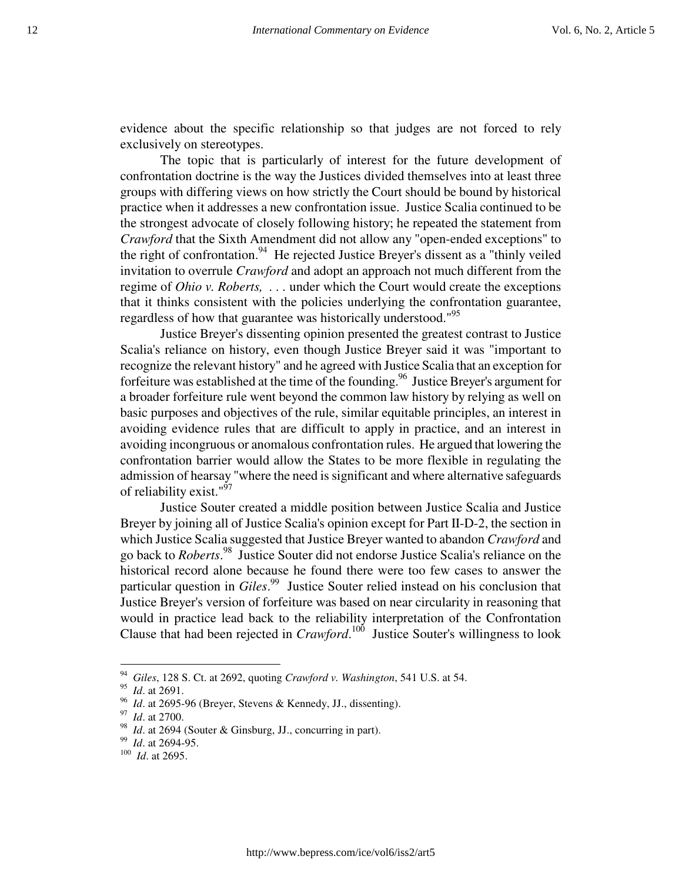evidence about the specific relationship so that judges are not forced to rely exclusively on stereotypes.

The topic that is particularly of interest for the future development of confrontation doctrine is the way the Justices divided themselves into at least three groups with differing views on how strictly the Court should be bound by historical practice when it addresses a new confrontation issue. Justice Scalia continued to be the strongest advocate of closely following history; he repeated the statement from *Crawford* that the Sixth Amendment did not allow any "open-ended exceptions" to the right of confrontation.[94] He rejected Justice Breyer's dissent as a "thinly veiled invitation to overrule *Crawford* and adopt an approach not much different from the regime of *Ohio v. Roberts,* . . . under which the Court would create the exceptions that it thinks consistent with the policies underlying the confrontation guarantee, regardless of how that guarantee was historically understood."[95]

Justice Breyer's dissenting opinion presented the greatest contrast to Justice Scalia's reliance on history, even though Justice Breyer said it was "important to recognize the relevant history" and he agreed with Justice Scalia that an exception for forfeiture was established at the time of the founding.[96] Justice Breyer's argument for a broader forfeiture rule went beyond the common law history by relying as well on basic purposes and objectives of the rule, similar equitable principles, an interest in avoiding evidence rules that are difficult to apply in practice, and an interest in avoiding incongruous or anomalous confrontation rules. He argued that lowering the confrontation barrier would allow the States to be more flexible in regulating the admission of hearsay "where the need is significant and where alternative safeguards of reliability exist."[97]

Justice Souter created a middle position between Justice Scalia and Justice Breyer by joining all of Justice Scalia's opinion except for Part II-D-2, the section in which Justice Scalia suggested that Justice Breyer wanted to abandon *Crawford* and go back to *Roberts*.[98] Justice Souter did not endorse Justice Scalia's reliance on the historical record alone because he found there were too few cases to answer the particular question in *Giles*.[99] Justice Souter relied instead on his conclusion that Justice Breyer's version of forfeiture was based on near circularity in reasoning that would in practice lead back to the reliability interpretation of the Confrontation Clause that had been rejected in *Crawford*.[100] Justice Souter's willingness to look

---

[94] *Giles*, 128 S. Ct. at 2692, quoting *Crawford v. Washington*, 541 U.S. at 54.

[95] *Id*. at 2691.

[96] *Id*. at 2695-96 (Breyer, Stevens & Kennedy, JJ., dissenting).

[97] *Id*. at 2700.

[98] *Id*. at 2694 (Souter & Ginsburg, JJ., concurring in part).

[99] *Id*. at 2694-95.

[100] *Id*. at 2695.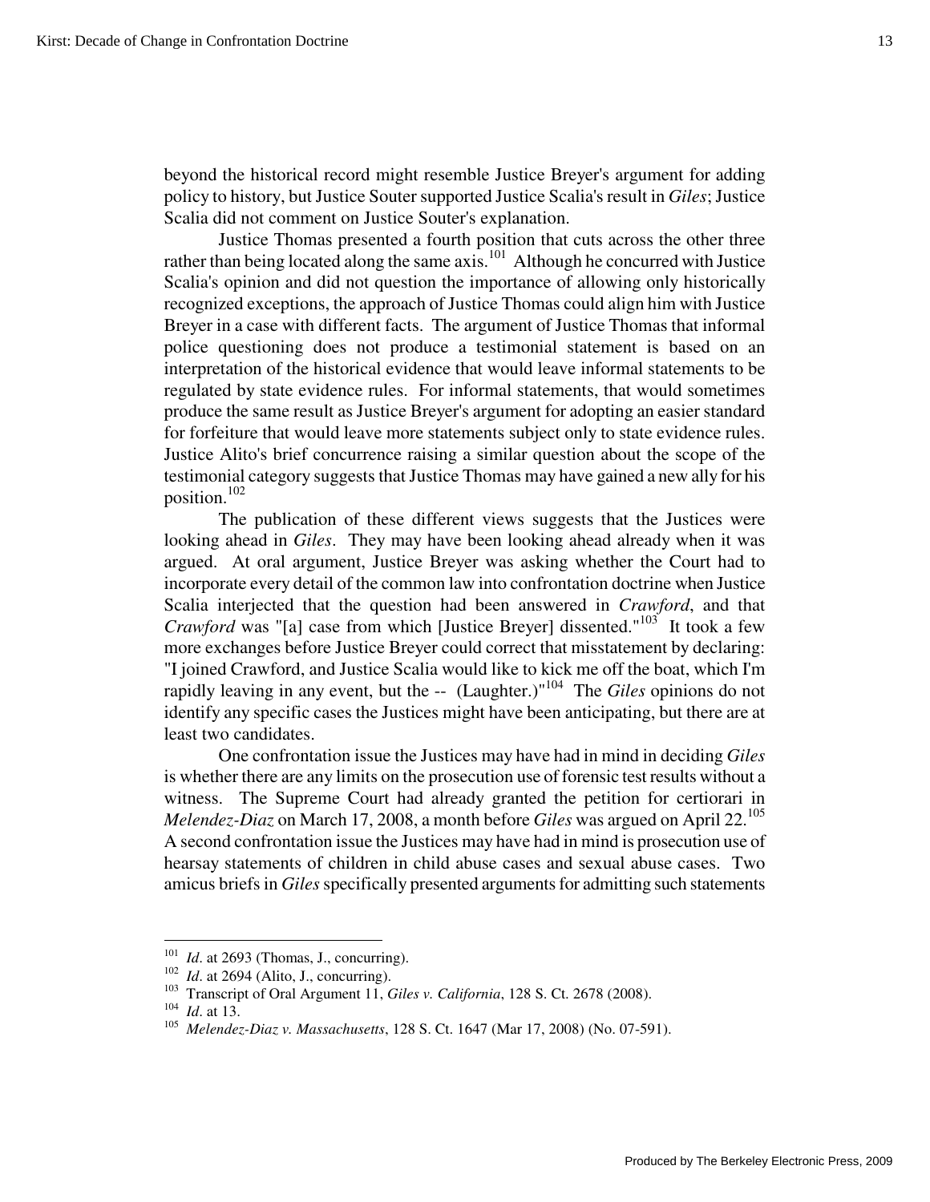beyond the historical record might resemble Justice Breyer's argument for adding policy to history, but Justice Souter supported Justice Scalia's result in *Giles*; Justice Scalia did not comment on Justice Souter's explanation.

Justice Thomas presented a fourth position that cuts across the other three rather than being located along the same axis.[101] Although he concurred with Justice Scalia's opinion and did not question the importance of allowing only historically recognized exceptions, the approach of Justice Thomas could align him with Justice Breyer in a case with different facts. The argument of Justice Thomas that informal police questioning does not produce a testimonial statement is based on an interpretation of the historical evidence that would leave informal statements to be regulated by state evidence rules. For informal statements, that would sometimes produce the same result as Justice Breyer's argument for adopting an easier standard for forfeiture that would leave more statements subject only to state evidence rules. Justice Alito's brief concurrence raising a similar question about the scope of the testimonial category suggests that Justice Thomas may have gained a new ally for his position.[102]

The publication of these different views suggests that the Justices were looking ahead in *Giles*. They may have been looking ahead already when it was argued. At oral argument, Justice Breyer was asking whether the Court had to incorporate every detail of the common law into confrontation doctrine when Justice Scalia interjected that the question had been answered in *Crawford*, and that *Crawford* was "[a] case from which [Justice Breyer] dissented."[103] It took a few more exchanges before Justice Breyer could correct that misstatement by declaring: "I joined Crawford, and Justice Scalia would like to kick me off the boat, which I'm rapidly leaving in any event, but the -- (Laughter.)"[104] The *Giles* opinions do not identify any specific cases the Justices might have been anticipating, but there are at least two candidates.

One confrontation issue the Justices may have had in mind in deciding *Giles* is whether there are any limits on the prosecution use of forensic test results without a witness. The Supreme Court had already granted the petition for certiorari in *Melendez-Diaz* on March 17, 2008, a month before *Giles* was argued on April 22.[105] A second confrontation issue the Justices may have had in mind is prosecution use of hearsay statements of children in child abuse cases and sexual abuse cases. Two amicus briefs in *Giles* specifically presented arguments for admitting such statements

---

[101] *Id*. at 2693 (Thomas, J., concurring).

[102] *Id*. at 2694 (Alito, J., concurring).

[103] Transcript of Oral Argument 11, *Giles v. California*, 128 S. Ct. 2678 (2008).

[104] *Id*. at 13.

[105] *Melendez-Diaz v. Massachusetts*, 128 S. Ct. 1647 (Mar 17, 2008) (No. 07-591).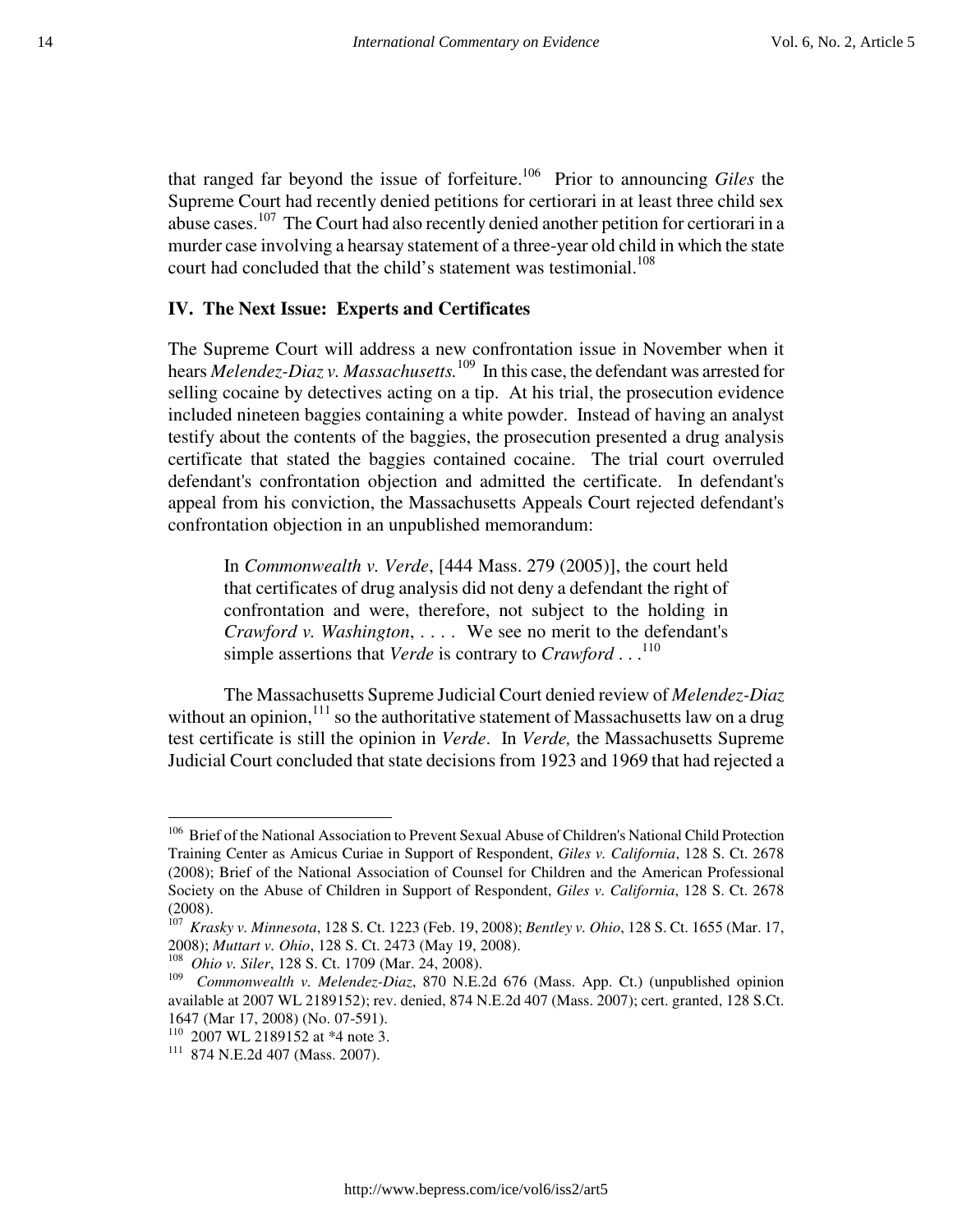that ranged far beyond the issue of forfeiture.[106] Prior to announcing *Giles* the Supreme Court had recently denied petitions for certiorari in at least three child sex abuse cases.[107] The Court had also recently denied another petition for certiorari in a murder case involving a hearsay statement of a three-year old child in which the state court had concluded that the child's statement was testimonial.[108]

## IV. The Next Issue: Experts and Certificates

The Supreme Court will address a new confrontation issue in November when it hears *Melendez-Diaz v. Massachusetts.*[109] In this case, the defendant was arrested for selling cocaine by detectives acting on a tip. At his trial, the prosecution evidence included nineteen baggies containing a white powder. Instead of having an analyst testify about the contents of the baggies, the prosecution presented a drug analysis certificate that stated the baggies contained cocaine. The trial court overruled defendant's confrontation objection and admitted the certificate. In defendant's appeal from his conviction, the Massachusetts Appeals Court rejected defendant's confrontation objection in an unpublished memorandum:

> In *Commonwealth v. Verde*, [444 Mass. 279 (2005)], the court held that certificates of drug analysis did not deny a defendant the right of confrontation and were, therefore, not subject to the holding in *Crawford v. Washington*, . . . . We see no merit to the defendant's simple assertions that *Verde* is contrary to *Crawford* . . .[110]

The Massachusetts Supreme Judicial Court denied review of *Melendez-Diaz* without an opinion,[111] so the authoritative statement of Massachusetts law on a drug test certificate is still the opinion in *Verde*. In *Verde,* the Massachusetts Supreme Judicial Court concluded that state decisions from 1923 and 1969 that had rejected a

---

[106] Brief of the National Association to Prevent Sexual Abuse of Children's National Child Protection Training Center as Amicus Curiae in Support of Respondent, *Giles v. California*, 128 S. Ct. 2678 (2008); Brief of the National Association of Counsel for Children and the American Professional Society on the Abuse of Children in Support of Respondent, *Giles v. California*, 128 S. Ct. 2678 (2008).

[107] *Krasky v. Minnesota*, 128 S. Ct. 1223 (Feb. 19, 2008); *Bentley v. Ohio*, 128 S. Ct. 1655 (Mar. 17, 2008); *Muttart v. Ohio*, 128 S. Ct. 2473 (May 19, 2008).

[108] *Ohio v. Siler*, 128 S. Ct. 1709 (Mar. 24, 2008).

[109] *Commonwealth v. Melendez-Diaz*, 870 N.E.2d 676 (Mass. App. Ct.) (unpublished opinion available at 2007 WL 2189152); rev. denied, 874 N.E.2d 407 (Mass. 2007); cert. granted, 128 S.Ct. 1647 (Mar 17, 2008) (No. 07-591).

[110] 2007 WL 2189152 at *4 note 3.

[111] 874 N.E.2d 407 (Mass. 2007).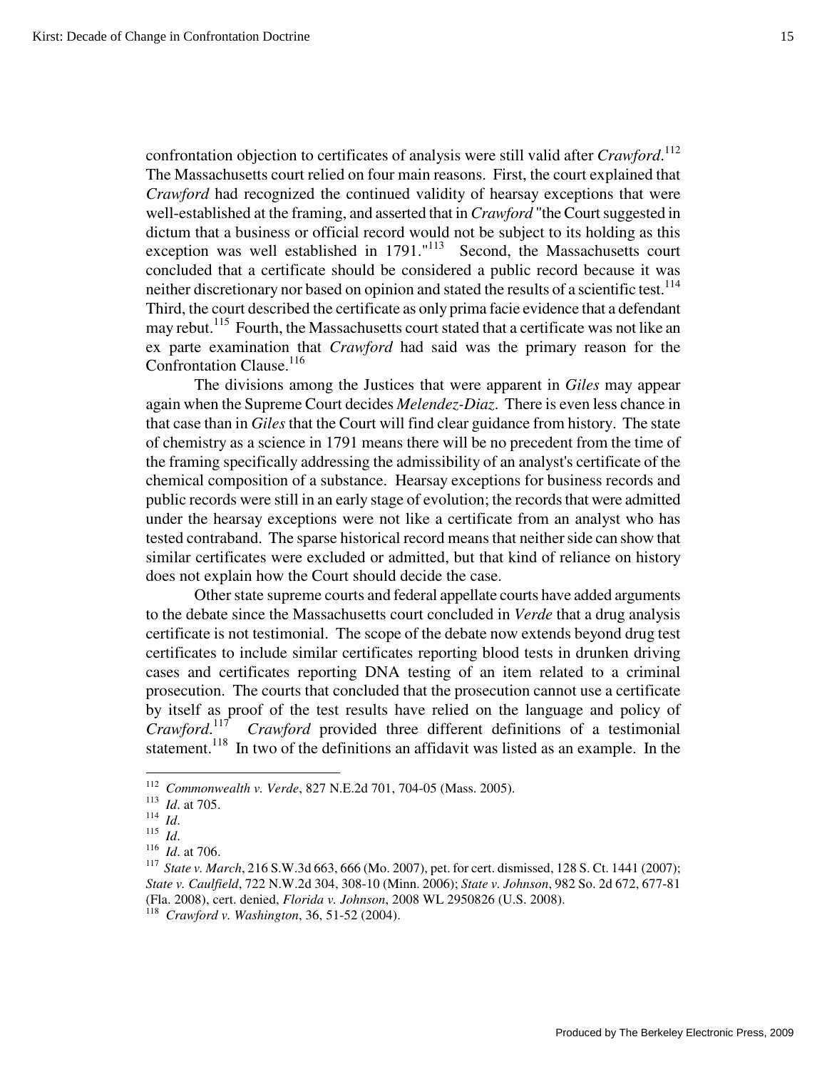confrontation objection to certificates of analysis were still valid after *Crawford*.[112] The Massachusetts court relied on four main reasons. First, the court explained that *Crawford* had recognized the continued validity of hearsay exceptions that were well-established at the framing, and asserted that in *Crawford* "the Court suggested in dictum that a business or official record would not be subject to its holding as this exception was well established in 1791."[113] Second, the Massachusetts court concluded that a certificate should be considered a public record because it was neither discretionary nor based on opinion and stated the results of a scientific test.[114] Third, the court described the certificate as only prima facie evidence that a defendant may rebut.[115] Fourth, the Massachusetts court stated that a certificate was not like an ex parte examination that *Crawford* had said was the primary reason for the Confrontation Clause.[116]

The divisions among the Justices that were apparent in *Giles* may appear again when the Supreme Court decides *Melendez-Diaz*. There is even less chance in that case than in *Giles* that the Court will find clear guidance from history. The state of chemistry as a science in 1791 means there will be no precedent from the time of the framing specifically addressing the admissibility of an analyst's certificate of the chemical composition of a substance. Hearsay exceptions for business records and public records were still in an early stage of evolution; the records that were admitted under the hearsay exceptions were not like a certificate from an analyst who has tested contraband. The sparse historical record means that neither side can show that similar certificates were excluded or admitted, but that kind of reliance on history does not explain how the Court should decide the case.

Other state supreme courts and federal appellate courts have added arguments to the debate since the Massachusetts court concluded in *Verde* that a drug analysis certificate is not testimonial. The scope of the debate now extends beyond drug test certificates to include similar certificates reporting blood tests in drunken driving cases and certificates reporting DNA testing of an item related to a criminal prosecution. The courts that concluded that the prosecution cannot use a certificate by itself as proof of the test results have relied on the language and policy of *Crawford*.[117] *Crawford* provided three different definitions of a testimonial statement.[118] In two of the definitions an affidavit was listed as an example. In the

---

[112] *Commonwealth v. Verde*, 827 N.E.2d 701, 704-05 (Mass. 2005).

[113] *Id*. at 705.

[114] *Id*.

[115] *Id*.

[116] *Id*. at 706.

[117] *State v. March*, 216 S.W.3d 663, 666 (Mo. 2007), pet. for cert. dismissed, 128 S. Ct. 1441 (2007); *State v. Caulfield*, 722 N.W.2d 304, 308-10 (Minn. 2006); *State v. Johnson*, 982 So. 2d 672, 677-81 (Fla. 2008), cert. denied, *Florida v. Johnson*, 2008 WL 2950826 (U.S. 2008).

[118] *Crawford v. Washington*, 36, 51-52 (2004).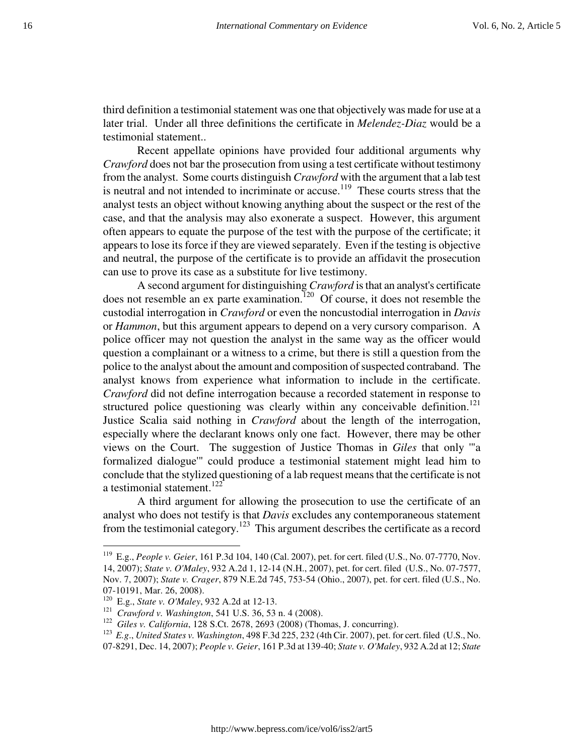third definition a testimonial statement was one that objectively was made for use at a later trial. Under all three definitions the certificate in *Melendez-Diaz* would be a testimonial statement..

Recent appellate opinions have provided four additional arguments why *Crawford* does not bar the prosecution from using a test certificate without testimony from the analyst. Some courts distinguish *Crawford* with the argument that a lab test is neutral and not intended to incriminate or accuse.[119] These courts stress that the analyst tests an object without knowing anything about the suspect or the rest of the case, and that the analysis may also exonerate a suspect. However, this argument often appears to equate the purpose of the test with the purpose of the certificate; it appears to lose its force if they are viewed separately. Even if the testing is objective and neutral, the purpose of the certificate is to provide an affidavit the prosecution can use to prove its case as a substitute for live testimony.

A second argument for distinguishing *Crawford* is that an analyst's certificate does not resemble an ex parte examination.[120] Of course, it does not resemble the custodial interrogation in *Crawford* or even the noncustodial interrogation in *Davis* or *Hammon*, but this argument appears to depend on a very cursory comparison. A police officer may not question the analyst in the same way as the officer would question a complainant or a witness to a crime, but there is still a question from the police to the analyst about the amount and composition of suspected contraband. The analyst knows from experience what information to include in the certificate. *Crawford* did not define interrogation because a recorded statement in response to structured police questioning was clearly within any conceivable definition.[121] Justice Scalia said nothing in *Crawford* about the length of the interrogation, especially where the declarant knows only one fact. However, there may be other views on the Court. The suggestion of Justice Thomas in *Giles* that only '"a formalized dialogue"' could produce a testimonial statement might lead him to conclude that the stylized questioning of a lab request means that the certificate is not a testimonial statement.[122]

A third argument for allowing the prosecution to use the certificate of an analyst who does not testify is that *Davis* excludes any contemporaneous statement from the testimonial category.[123] This argument describes the certificate as a record

---

[119] E.g., *People v. Geier*, 161 P.3d 104, 140 (Cal. 2007), pet. for cert. filed (U.S., No. 07-7770, Nov. 14, 2007); *State v. O'Maley*, 932 A.2d 1, 12-14 (N.H., 2007), pet. for cert. filed (U.S., No. 07-7577, Nov. 7, 2007); *State v. Crager*, 879 N.E.2d 745, 753-54 (Ohio., 2007), pet. for cert. filed (U.S., No. 07-10191, Mar. 26, 2008).

[120] E.g., *State v. O'Maley*, 932 A.2d at 12-13.

[121] *Crawford v. Washington*, 541 U.S. 36, 53 n. 4 (2008).

[122] *Giles v. California*, 128 S.Ct. 2678, 2693 (2008) (Thomas, J. concurring).

[123] *E.g*., *United States v. Washington*, 498 F.3d 225, 232 (4th Cir. 2007), pet. for cert. filed (U.S., No. 07-8291, Dec. 14, 2007); *People v. Geier*, 161 P.3d at 139-40; *State v. O'Maley*, 932 A.2d at 12; *State*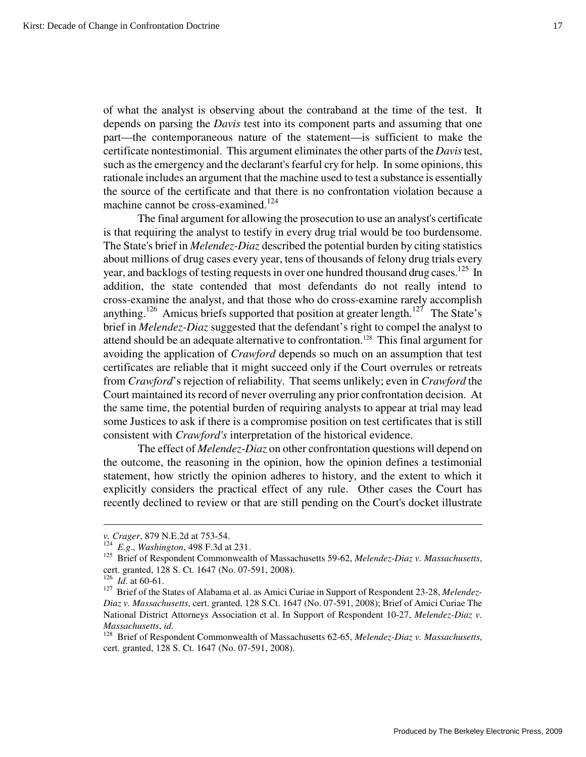of what the analyst is observing about the contraband at the time of the test. It depends on parsing the *Davis* test into its component parts and assuming that one part—the contemporaneous nature of the statement—is sufficient to make the certificate nontestimonial. This argument eliminates the other parts of the *Davis* test, such as the emergency and the declarant's fearful cry for help. In some opinions, this rationale includes an argument that the machine used to test a substance is essentially the source of the certificate and that there is no confrontation violation because a machine cannot be cross-examined.[124]

The final argument for allowing the prosecution to use an analyst's certificate is that requiring the analyst to testify in every drug trial would be too burdensome. The State's brief in *Melendez-Diaz* described the potential burden by citing statistics about millions of drug cases every year, tens of thousands of felony drug trials every year, and backlogs of testing requests in over one hundred thousand drug cases.[125] In addition, the state contended that most defendants do not really intend to cross-examine the analyst, and that those who do cross-examine rarely accomplish anything.[126] Amicus briefs supported that position at greater length.[127] The State's brief in *Melendez-Diaz* suggested that the defendant's right to compel the analyst to attend should be an adequate alternative to confrontation.[128] This final argument for avoiding the application of *Crawford* depends so much on an assumption that test certificates are reliable that it might succeed only if the Court overrules or retreats from *Crawford*'s rejection of reliability. That seems unlikely; even in *Crawford* the Court maintained its record of never overruling any prior confrontation decision. At the same time, the potential burden of requiring analysts to appear at trial may lead some Justices to ask if there is a compromise position on test certificates that is still consistent with *Crawford's* interpretation of the historical evidence.

The effect of *Melendez-Diaz* on other confrontation questions will depend on the outcome, the reasoning in the opinion, how the opinion defines a testimonial statement, how strictly the opinion adheres to history, and the extent to which it explicitly considers the practical effect of any rule. Other cases the Court has recently declined to review or that are still pending on the Court's docket illustrate

---

*v. Crager*, 879 N.E.2d at 753-54.

[124] *E.g*., *Washington*, 498 F.3d at 231.

[125] Brief of Respondent Commonwealth of Massachusetts 59-62, *Melendez-Diaz v. Massachusetts*, cert. granted, 128 S. Ct. 1647 (No. 07-591, 2008).

[126] *Id*. at 60-61.

[127] Brief of the States of Alabama et al. as Amici Curiae in Support of Respondent 23-28, *Melendez-Diaz v. Massachusetts*, cert. granted, 128 S.Ct. 1647 (No. 07-591, 2008); Brief of Amici Curiae The National District Attorneys Association et al. In Support of Respondent 10-27, *Melendez-Diaz v. Massachusetts*, *id*.

[128] Brief of Respondent Commonwealth of Massachusetts 62-65, *Melendez-Diaz v. Massachusetts*, cert. granted, 128 S. Ct. 1647 (No. 07-591, 2008).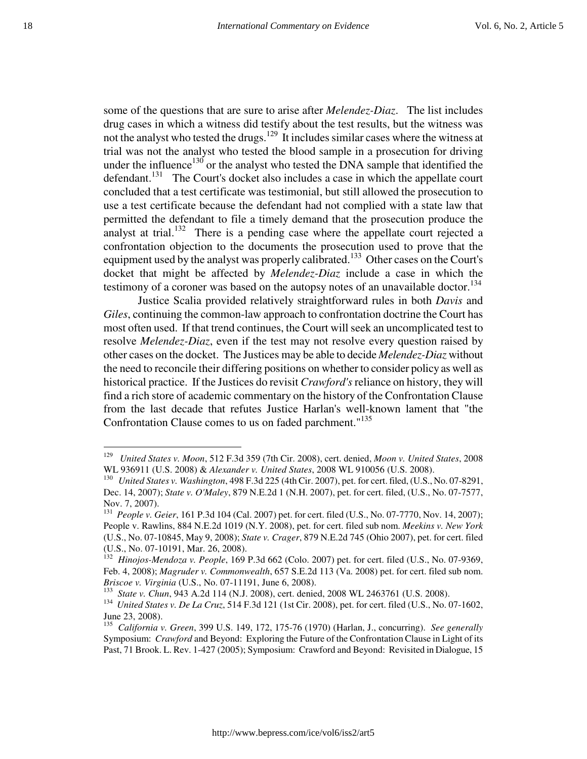some of the questions that are sure to arise after *Melendez-Diaz.* The list includes drug cases in which a witness did testify about the test results, but the witness was not the analyst who tested the drugs.[129] It includes similar cases where the witness at trial was not the analyst who tested the blood sample in a prosecution for driving under the influence[130] or the analyst who tested the DNA sample that identified the defendant.[131] The Court's docket also includes a case in which the appellate court concluded that a test certificate was testimonial, but still allowed the prosecution to use a test certificate because the defendant had not complied with a state law that permitted the defendant to file a timely demand that the prosecution produce the analyst at trial.[132] There is a pending case where the appellate court rejected a confrontation objection to the documents the prosecution used to prove that the equipment used by the analyst was properly calibrated.[133] Other cases on the Court's docket that might be affected by *Melendez-Diaz* include a case in which the testimony of a coroner was based on the autopsy notes of an unavailable doctor.[134]

Justice Scalia provided relatively straightforward rules in both *Davis* and *Giles*, continuing the common-law approach to confrontation doctrine the Court has most often used. If that trend continues, the Court will seek an uncomplicated test to resolve *Melendez-Diaz*, even if the test may not resolve every question raised by other cases on the docket. The Justices may be able to decide *Melendez-Diaz* without the need to reconcile their differing positions on whether to consider policy as well as historical practice. If the Justices do revisit *Crawford's* reliance on history, they will find a rich store of academic commentary on the history of the Confrontation Clause from the last decade that refutes Justice Harlan's well-known lament that "the Confrontation Clause comes to us on faded parchment."[135]

---

[129] *United States v. Moon*, 512 F.3d 359 (7th Cir. 2008), cert. denied, *Moon v. United States*, 2008 WL 936911 (U.S. 2008) & *Alexander v. United States*, 2008 WL 910056 (U.S. 2008).

[130] *United States v. Washington*, 498 F.3d 225 (4th Cir. 2007), pet. for cert. filed, (U.S., No. 07-8291, Dec. 14, 2007); *State v. O'Maley*, 879 N.E.2d 1 (N.H. 2007), pet. for cert. filed, (U.S., No. 07-7577, Nov. 7, 2007).

[131] *People v. Geier*, 161 P.3d 104 (Cal. 2007) pet. for cert. filed (U.S., No. 07-7770, Nov. 14, 2007); People v. Rawlins, 884 N.E.2d 1019 (N.Y. 2008), pet. for cert. filed sub nom. *Meekins v. New York* (U.S., No. 07-10845, May 9, 2008); *State v. Crager*, 879 N.E.2d 745 (Ohio 2007), pet. for cert. filed (U.S., No. 07-10191, Mar. 26, 2008).

[132] *Hinojos-Mendoza v. People*, 169 P.3d 662 (Colo. 2007) pet. for cert. filed (U.S., No. 07-9369, Feb. 4, 2008); *Magruder v. Commonwealth*, 657 S.E.2d 113 (Va. 2008) pet. for cert. filed sub nom. *Briscoe v. Virginia* (U.S., No. 07-11191, June 6, 2008).

[133] *State v. Chun*, 943 A.2d 114 (N.J. 2008), cert. denied, 2008 WL 2463761 (U.S. 2008).

[134] *United States v. De La Cruz*, 514 F.3d 121 (1st Cir. 2008), pet. for cert. filed (U.S., No. 07-1602, June 23, 2008).

[135] *California v. Green*, 399 U.S. 149, 172, 175-76 (1970) (Harlan, J., concurring). *See generally* Symposium: *Crawford* and Beyond: Exploring the Future of the Confrontation Clause in Light of its Past, 71 Brook. L. Rev. 1-427 (2005); Symposium: Crawford and Beyond: Revisited in Dialogue, 15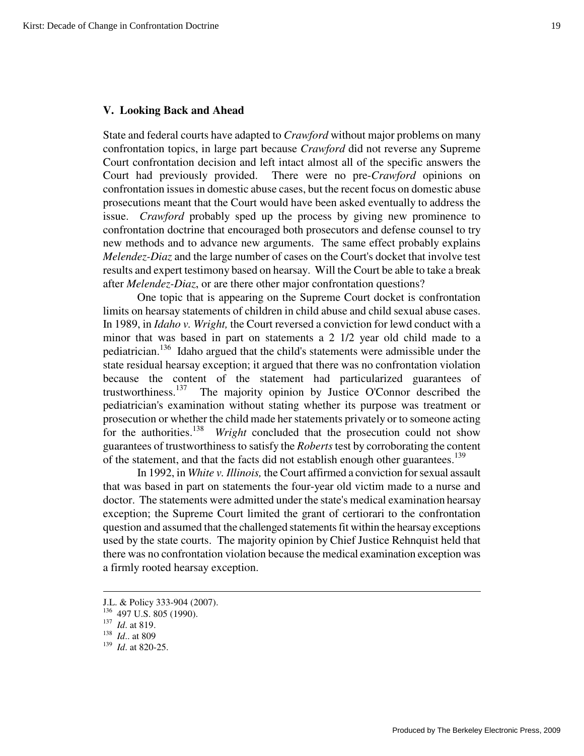## V. Looking Back and Ahead

State and federal courts have adapted to *Crawford* without major problems on many confrontation topics, in large part because *Crawford* did not reverse any Supreme Court confrontation decision and left intact almost all of the specific answers the Court had previously provided. There were no pre-*Crawford* opinions on confrontation issues in domestic abuse cases, but the recent focus on domestic abuse prosecutions meant that the Court would have been asked eventually to address the issue. *Crawford* probably sped up the process by giving new prominence to confrontation doctrine that encouraged both prosecutors and defense counsel to try new methods and to advance new arguments. The same effect probably explains *Melendez-Diaz* and the large number of cases on the Court's docket that involve test results and expert testimony based on hearsay. Will the Court be able to take a break after *Melendez-Diaz*, or are there other major confrontation questions?

One topic that is appearing on the Supreme Court docket is confrontation limits on hearsay statements of children in child abuse and child sexual abuse cases. In 1989, in *Idaho v. Wright,* the Court reversed a conviction for lewd conduct with a minor that was based in part on statements a 2 1/2 year old child made to a pediatrician.[136] Idaho argued that the child's statements were admissible under the state residual hearsay exception; it argued that there was no confrontation violation because the content of the statement had particularized guarantees of trustworthiness.[137] The majority opinion by Justice O'Connor described the pediatrician's examination without stating whether its purpose was treatment or prosecution or whether the child made her statements privately or to someone acting for the authorities.[138] *Wright* concluded that the prosecution could not show guarantees of trustworthiness to satisfy the *Roberts* test by corroborating the content of the statement, and that the facts did not establish enough other guarantees.[139]

In 1992, in *White v. Illinois,* the Court affirmed a conviction for sexual assault that was based in part on statements the four-year old victim made to a nurse and doctor. The statements were admitted under the state's medical examination hearsay exception; the Supreme Court limited the grant of certiorari to the confrontation question and assumed that the challenged statements fit within the hearsay exceptions used by the state courts. The majority opinion by Chief Justice Rehnquist held that there was no confrontation violation because the medical examination exception was a firmly rooted hearsay exception.

---

J.L. & Policy 333-904 (2007).

[136] 497 U.S. 805 (1990).

[137] *Id*. at 819.

[138] *Id*.. at 809

[139] *Id*. at 820-25.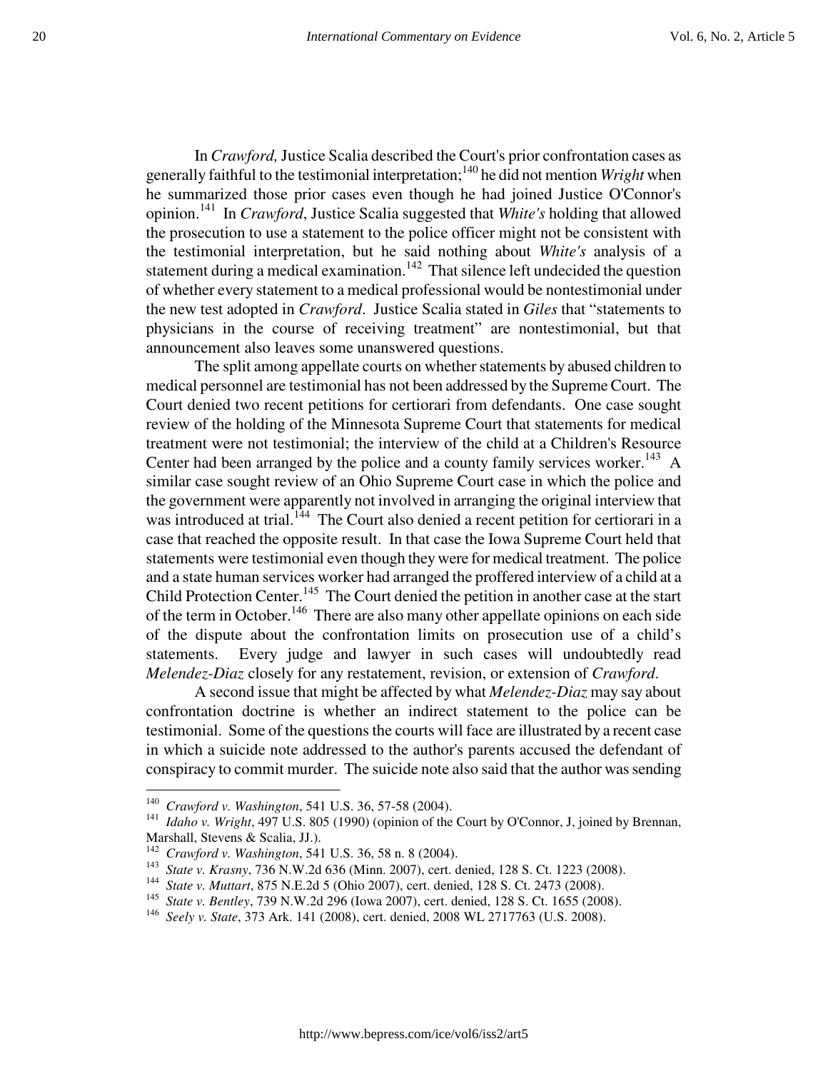In *Crawford,* Justice Scalia described the Court's prior confrontation cases as generally faithful to the testimonial interpretation;[140] he did not mention *Wright* when he summarized those prior cases even though he had joined Justice O'Connor's opinion.[141] In *Crawford*, Justice Scalia suggested that *White's* holding that allowed the prosecution to use a statement to the police officer might not be consistent with the testimonial interpretation, but he said nothing about *White's* analysis of a statement during a medical examination.[142] That silence left undecided the question of whether every statement to a medical professional would be nontestimonial under the new test adopted in *Crawford*. Justice Scalia stated in *Giles* that "statements to physicians in the course of receiving treatment" are nontestimonial, but that announcement also leaves some unanswered questions.

The split among appellate courts on whether statements by abused children to medical personnel are testimonial has not been addressed by the Supreme Court. The Court denied two recent petitions for certiorari from defendants. One case sought review of the holding of the Minnesota Supreme Court that statements for medical treatment were not testimonial; the interview of the child at a Children's Resource Center had been arranged by the police and a county family services worker.[143] A similar case sought review of an Ohio Supreme Court case in which the police and the government were apparently not involved in arranging the original interview that was introduced at trial.[144] The Court also denied a recent petition for certiorari in a case that reached the opposite result. In that case the Iowa Supreme Court held that statements were testimonial even though they were for medical treatment. The police and a state human services worker had arranged the proffered interview of a child at a Child Protection Center.[145] The Court denied the petition in another case at the start of the term in October.[146] There are also many other appellate opinions on each side of the dispute about the confrontation limits on prosecution use of a child's statements. Every judge and lawyer in such cases will undoubtedly read *Melendez-Diaz* closely for any restatement, revision, or extension of *Crawford*.

A second issue that might be affected by what *Melendez-Diaz* may say about confrontation doctrine is whether an indirect statement to the police can be testimonial. Some of the questions the courts will face are illustrated by a recent case in which a suicide note addressed to the author's parents accused the defendant of conspiracy to commit murder. The suicide note also said that the author was sending

---

[140] *Crawford v. Washington*, 541 U.S. 36, 57-58 (2004).

[141] *Idaho v. Wright*, 497 U.S. 805 (1990) (opinion of the Court by O'Connor, J, joined by Brennan, Marshall, Stevens & Scalia, JJ.).

[142] *Crawford v. Washington*, 541 U.S. 36, 58 n. 8 (2004).

[143] *State v. Krasny*, 736 N.W.2d 636 (Minn. 2007), cert. denied, 128 S. Ct. 1223 (2008).

[144] *State v. Muttart*, 875 N.E.2d 5 (Ohio 2007), cert. denied, 128 S. Ct. 2473 (2008).

[145] *State v. Bentley*, 739 N.W.2d 296 (Iowa 2007), cert. denied, 128 S. Ct. 1655 (2008).

[146] *Seely v. State*, 373 Ark. 141 (2008), cert. denied, 2008 WL 2717763 (U.S. 2008).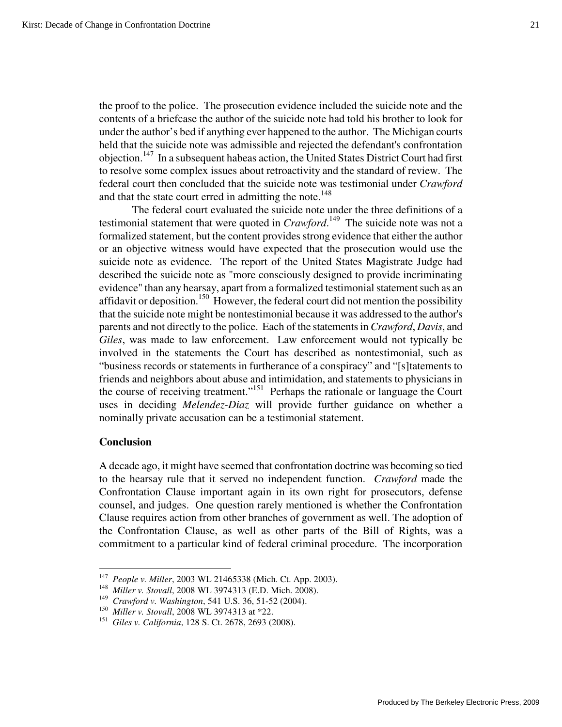the proof to the police. The prosecution evidence included the suicide note and the contents of a briefcase the author of the suicide note had told his brother to look for under the author's bed if anything ever happened to the author. The Michigan courts held that the suicide note was admissible and rejected the defendant's confrontation objection.[147] In a subsequent habeas action, the United States District Court had first to resolve some complex issues about retroactivity and the standard of review. The federal court then concluded that the suicide note was testimonial under *Crawford* and that the state court erred in admitting the note.[148]

The federal court evaluated the suicide note under the three definitions of a testimonial statement that were quoted in *Crawford*.[149] The suicide note was not a formalized statement, but the content provides strong evidence that either the author or an objective witness would have expected that the prosecution would use the suicide note as evidence. The report of the United States Magistrate Judge had described the suicide note as "more consciously designed to provide incriminating evidence" than any hearsay, apart from a formalized testimonial statement such as an affidavit or deposition.[150] However, the federal court did not mention the possibility that the suicide note might be nontestimonial because it was addressed to the author's parents and not directly to the police. Each of the statements in *Crawford*, *Davis*, and *Giles*, was made to law enforcement. Law enforcement would not typically be involved in the statements the Court has described as nontestimonial, such as "business records or statements in furtherance of a conspiracy" and "[s]tatements to friends and neighbors about abuse and intimidation, and statements to physicians in the course of receiving treatment."[151] Perhaps the rationale or language the Court uses in deciding *Melendez-Diaz* will provide further guidance on whether a nominally private accusation can be a testimonial statement.

## Conclusion

A decade ago, it might have seemed that confrontation doctrine was becoming so tied to the hearsay rule that it served no independent function. *Crawford* made the Confrontation Clause important again in its own right for prosecutors, defense counsel, and judges. One question rarely mentioned is whether the Confrontation Clause requires action from other branches of government as well. The adoption of the Confrontation Clause, as well as other parts of the Bill of Rights, was a commitment to a particular kind of federal criminal procedure. The incorporation

---

[147] *People v. Miller*, 2003 WL 21465338 (Mich. Ct. App. 2003).

[148] *Miller v. Stovall*, 2008 WL 3974313 (E.D. Mich. 2008).

[149] *Crawford v. Washington*, 541 U.S. 36, 51-52 (2004).

[150] *Miller v. Stovall*, 2008 WL 3974313 at *22.

[151] *Giles v. California*, 128 S. Ct. 2678, 2693 (2008).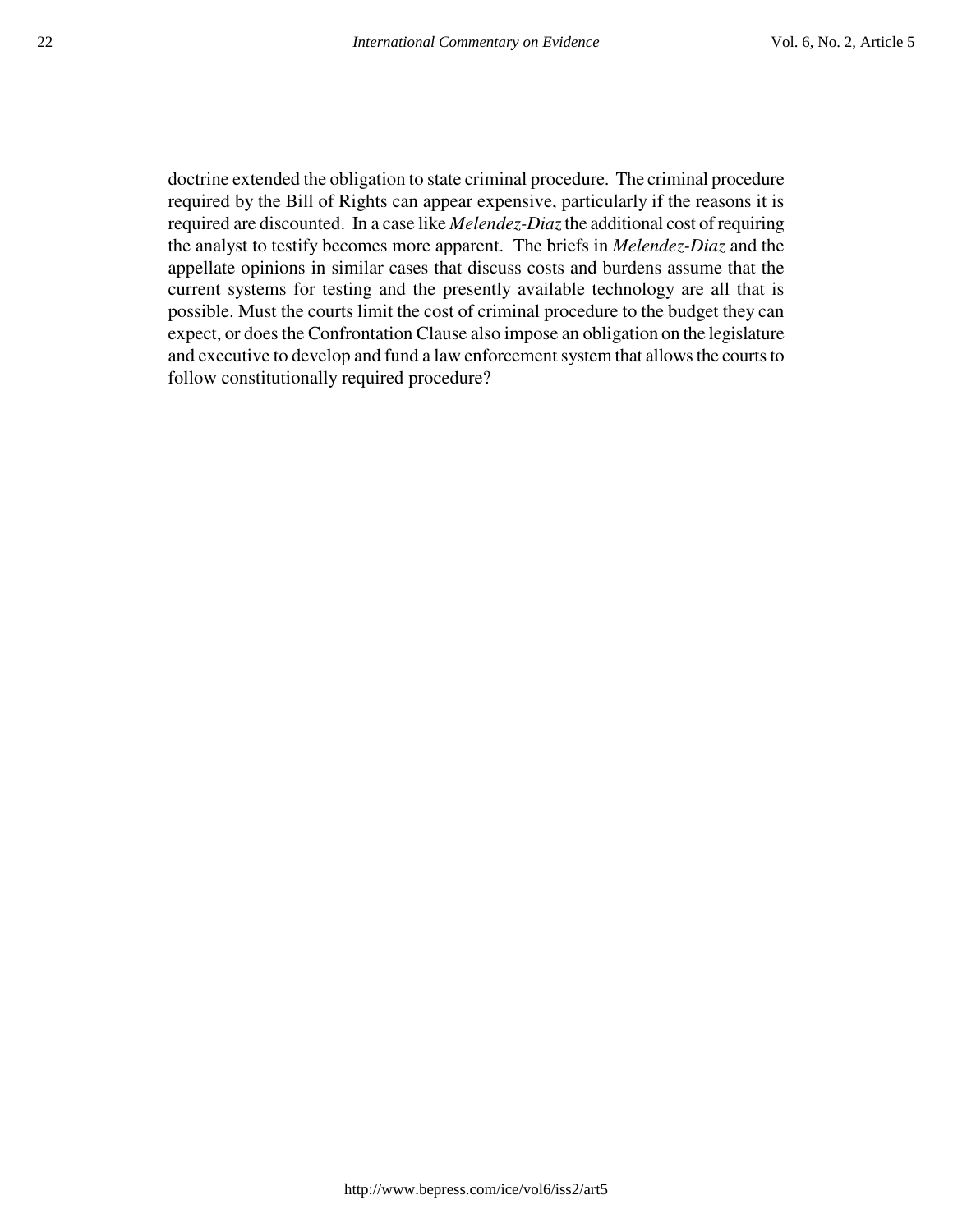doctrine extended the obligation to state criminal procedure. The criminal procedure required by the Bill of Rights can appear expensive, particularly if the reasons it is required are discounted. In a case like *Melendez-Diaz* the additional cost of requiring the analyst to testify becomes more apparent. The briefs in *Melendez-Diaz* and the appellate opinions in similar cases that discuss costs and burdens assume that the current systems for testing and the presently available technology are all that is possible. Must the courts limit the cost of criminal procedure to the budget they can expect, or does the Confrontation Clause also impose an obligation on the legislature and executive to develop and fund a law enforcement system that allows the courts to follow constitutionally required procedure?